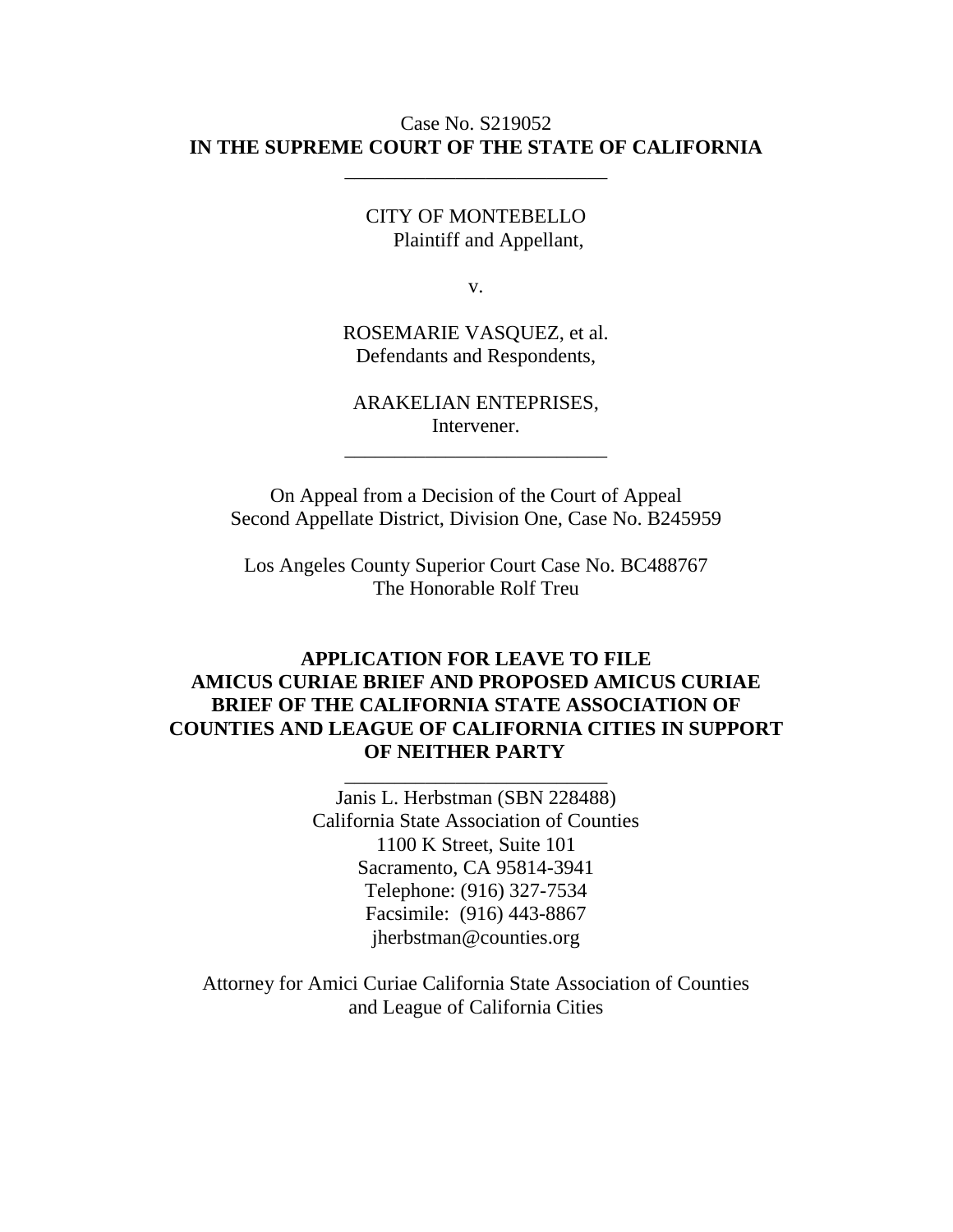Case No. S219052

**IN THE SUPREME COURT OF THE STATE OF CALIFORNIA**

---

CITY OF MONTEBELLO
Plaintiff and Appellant,

v.

ROSEMARIE VASQUEZ, et al.
Defendants and Respondents,

ARAKELIAN ENTEPRISES,
Intervener.

---

On Appeal from a Decision of the Court of Appeal
Second Appellate District, Division One, Case No. B245959

Los Angeles County Superior Court Case No. BC488767
The Honorable Rolf Treu

**APPLICATION FOR LEAVE TO FILE AMICUS CURIAE BRIEF AND PROPOSED AMICUS CURIAE BRIEF OF THE CALIFORNIA STATE ASSOCIATION OF COUNTIES AND LEAGUE OF CALIFORNIA CITIES IN SUPPORT OF NEITHER PARTY**

---

Janis L. Herbstman (SBN 228488)
California State Association of Counties
1100 K Street, Suite 101
Sacramento, CA 95814-3941
Telephone: (916) 327-7534
Facsimile: (916) 443-8867
jherbstman@counties.org

Attorney for Amici Curiae California State Association of Counties and League of California Cities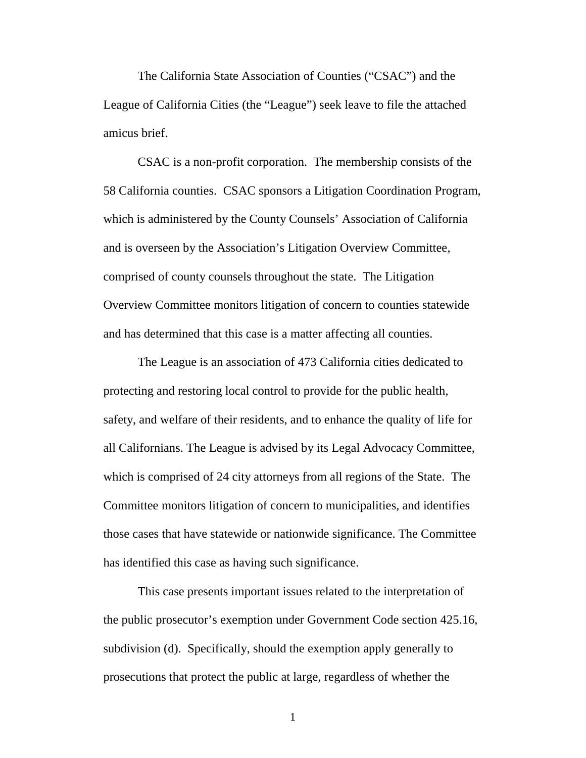The California State Association of Counties ("CSAC") and the League of California Cities (the "League") seek leave to file the attached amicus brief.

CSAC is a non-profit corporation. The membership consists of the 58 California counties. CSAC sponsors a Litigation Coordination Program, which is administered by the County Counsels' Association of California and is overseen by the Association's Litigation Overview Committee, comprised of county counsels throughout the state. The Litigation Overview Committee monitors litigation of concern to counties statewide and has determined that this case is a matter affecting all counties.

The League is an association of 473 California cities dedicated to protecting and restoring local control to provide for the public health, safety, and welfare of their residents, and to enhance the quality of life for all Californians. The League is advised by its Legal Advocacy Committee, which is comprised of 24 city attorneys from all regions of the State. The Committee monitors litigation of concern to municipalities, and identifies those cases that have statewide or nationwide significance. The Committee has identified this case as having such significance.

This case presents important issues related to the interpretation of the public prosecutor's exemption under Government Code section 425.16, subdivision (d). Specifically, should the exemption apply generally to prosecutions that protect the public at large, regardless of whether the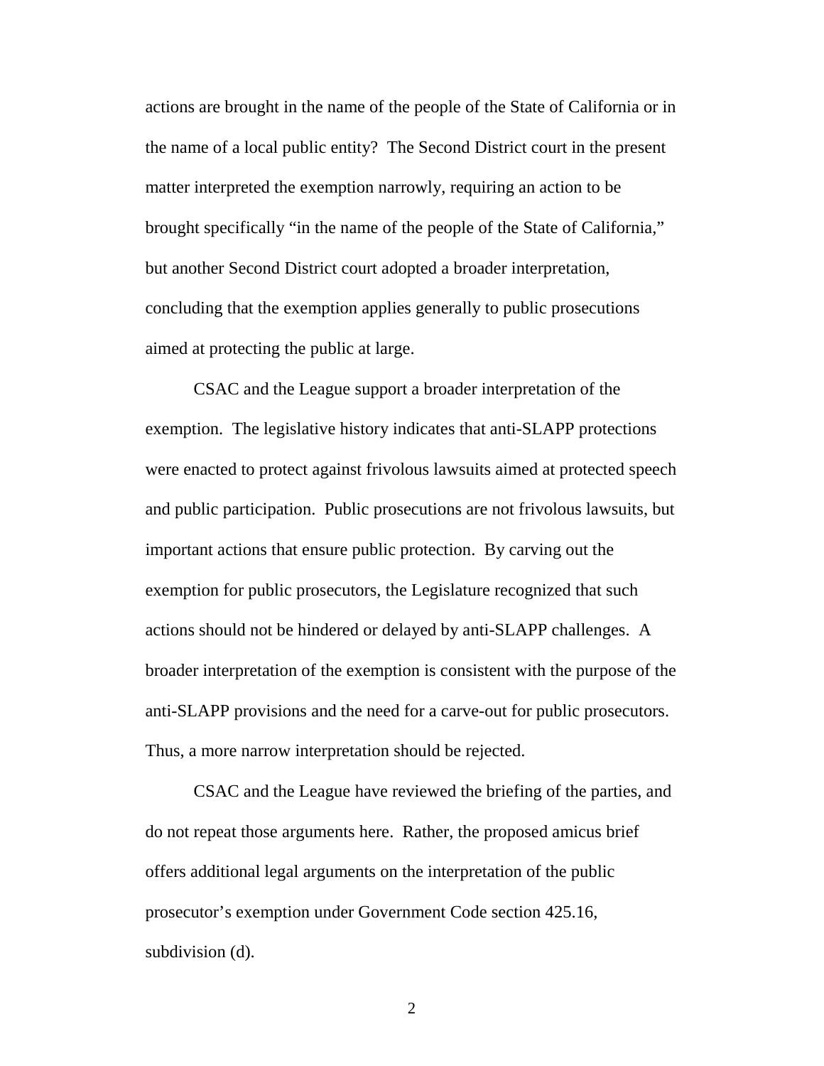actions are brought in the name of the people of the State of California or in the name of a local public entity? The Second District court in the present matter interpreted the exemption narrowly, requiring an action to be brought specifically "in the name of the people of the State of California," but another Second District court adopted a broader interpretation, concluding that the exemption applies generally to public prosecutions aimed at protecting the public at large.

CSAC and the League support a broader interpretation of the exemption. The legislative history indicates that anti-SLAPP protections were enacted to protect against frivolous lawsuits aimed at protected speech and public participation. Public prosecutions are not frivolous lawsuits, but important actions that ensure public protection. By carving out the exemption for public prosecutors, the Legislature recognized that such actions should not be hindered or delayed by anti-SLAPP challenges. A broader interpretation of the exemption is consistent with the purpose of the anti-SLAPP provisions and the need for a carve-out for public prosecutors. Thus, a more narrow interpretation should be rejected.

CSAC and the League have reviewed the briefing of the parties, and do not repeat those arguments here. Rather, the proposed amicus brief offers additional legal arguments on the interpretation of the public prosecutor's exemption under Government Code section 425.16, subdivision (d).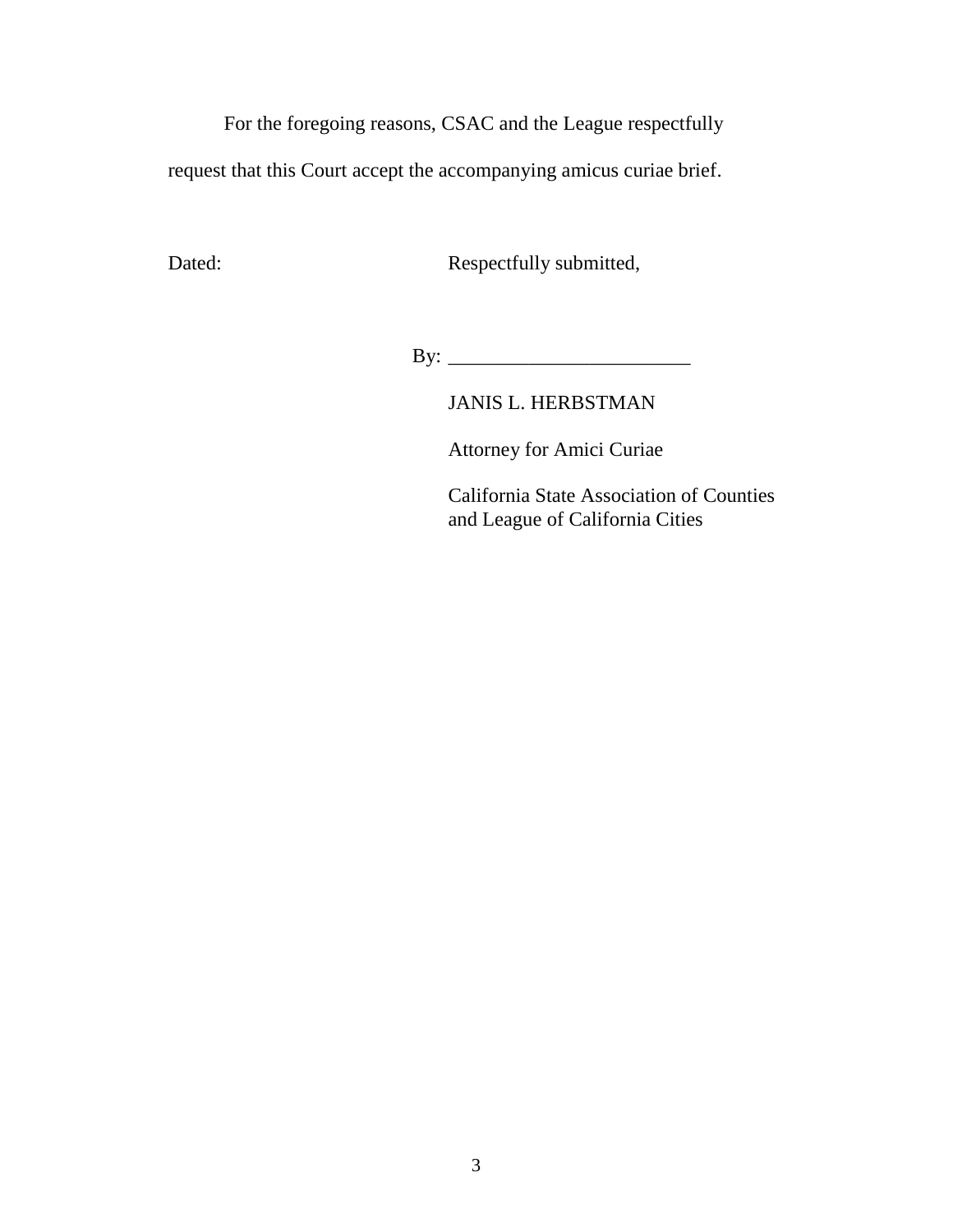For the foregoing reasons, CSAC and the League respectfully request that this Court accept the accompanying amicus curiae brief.

Dated: Respectfully submitted,

By: ________________________

JANIS L. HERBSTMAN

Attorney for Amici Curiae

California State Association of Counties
and League of California Cities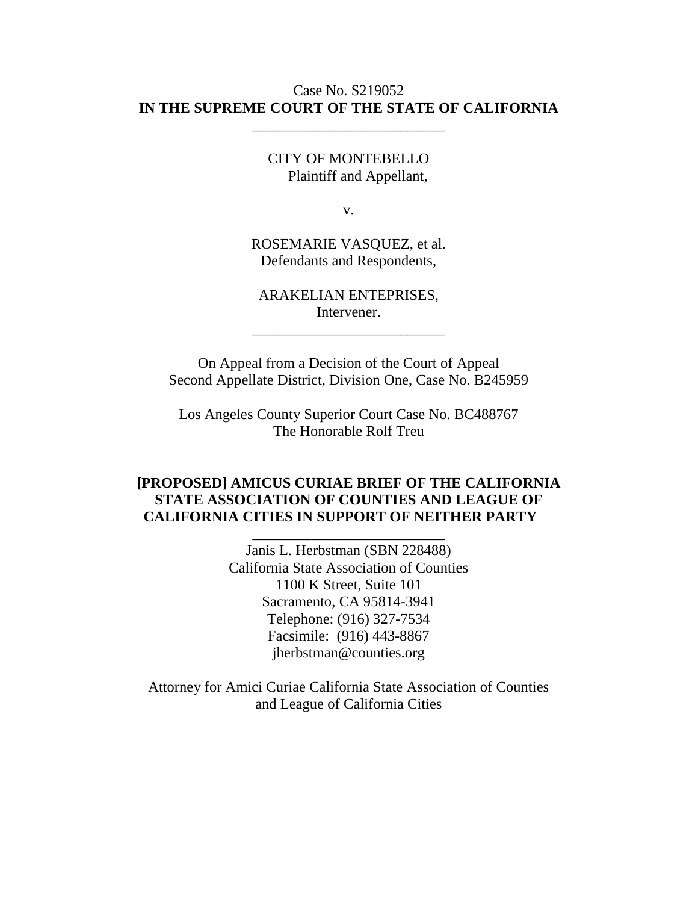Case No. S219052
**IN THE SUPREME COURT OF THE STATE OF CALIFORNIA**

---

CITY OF MONTEBELLO
Plaintiff and Appellant,

v.

ROSEMARIE VASQUEZ, et al.
Defendants and Respondents,

ARAKELIAN ENTEPRISES,
Intervener.

---

On Appeal from a Decision of the Court of Appeal
Second Appellate District, Division One, Case No. B245959

Los Angeles County Superior Court Case No. BC488767
The Honorable Rolf Treu

**[PROPOSED] AMICUS CURIAE BRIEF OF THE CALIFORNIA STATE ASSOCIATION OF COUNTIES AND LEAGUE OF CALIFORNIA CITIES IN SUPPORT OF NEITHER PARTY**

---

Janis L. Herbstman (SBN 228488)
California State Association of Counties
1100 K Street, Suite 101
Sacramento, CA 95814-3941
Telephone: (916) 327-7534
Facsimile: (916) 443-8867
jherbstman@counties.org

Attorney for Amici Curiae California State Association of Counties and League of California Cities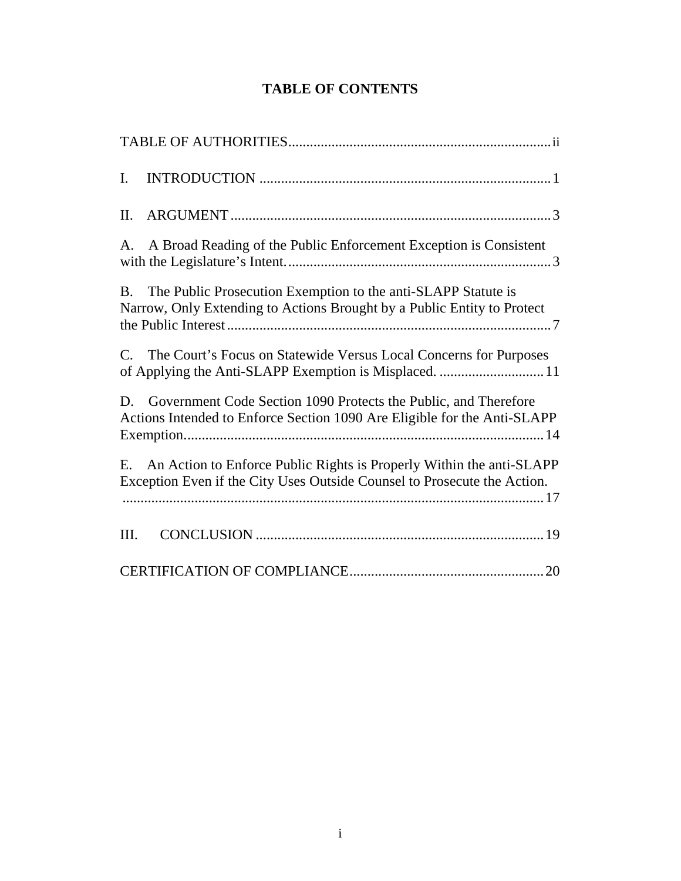# TABLE OF CONTENTS

TABLE OF AUTHORITIES ........................................................................ ii

I. INTRODUCTION ................................................................................ 1

II. ARGUMENT ........................................................................................ 3

A. A Broad Reading of the Public Enforcement Exception is Consistent with the Legislature's Intent. ........................................................................ 3

B. The Public Prosecution Exemption to the anti-SLAPP Statute is Narrow, Only Extending to Actions Brought by a Public Entity to Protect the Public Interest .......................................................................................... 7

C. The Court's Focus on Statewide Versus Local Concerns for Purposes of Applying the Anti-SLAPP Exemption is Misplaced. ............................ 11

D. Government Code Section 1090 Protects the Public, and Therefore Actions Intended to Enforce Section 1090 Are Eligible for the Anti-SLAPP Exemption. .................................................................................................. 14

E. An Action to Enforce Public Rights is Properly Within the anti-SLAPP Exception Even if the City Uses Outside Counsel to Prosecute the Action. .................................................................................................................. 17

III. CONCLUSION ............................................................................... 19

CERTIFICATION OF COMPLIANCE ..................................................... 20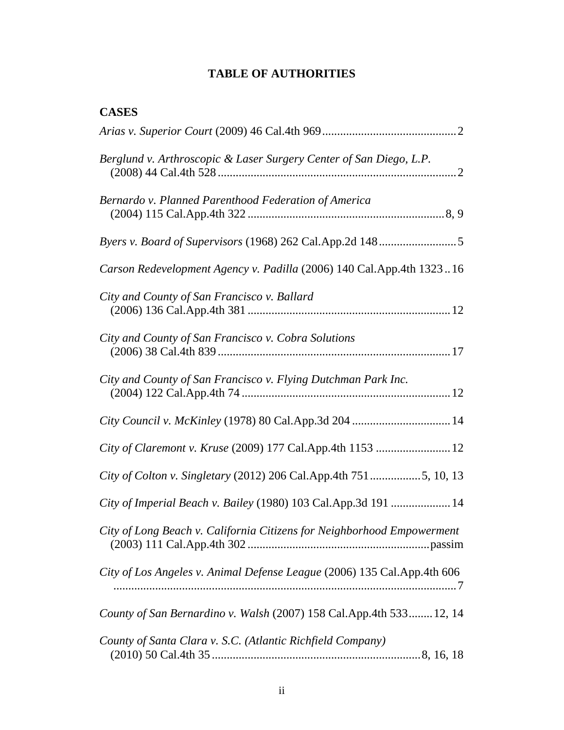# TABLE OF AUTHORITIES

## CASES

*Arias v. Superior Court* (2009) 46 Cal.4th 969 .......... 2

*Berglund v. Arthroscopic & Laser Surgery Center of San Diego, L.P.* (2008) 44 Cal.4th 528 .......... 2

*Bernardo v. Planned Parenthood Federation of America* (2004) 115 Cal.App.4th 322 .......... 8, 9

*Byers v. Board of Supervisors* (1968) 262 Cal.App.2d 148 .......... 5

*Carson Redevelopment Agency v. Padilla* (2006) 140 Cal.App.4th 1323 .. 16

*City and County of San Francisco v. Ballard* (2006) 136 Cal.App.4th 381 .......... 12

*City and County of San Francisco v. Cobra Solutions* (2006) 38 Cal.4th 839 .......... 17

*City and County of San Francisco v. Flying Dutchman Park Inc.* (2004) 122 Cal.App.4th 74 .......... 12

*City Council v. McKinley* (1978) 80 Cal.App.3d 204 .......... 14

*City of Claremont v. Kruse* (2009) 177 Cal.App.4th 1153 .......... 12

*City of Colton v. Singletary* (2012) 206 Cal.App.4th 751 .......... 5, 10, 13

*City of Imperial Beach v. Bailey* (1980) 103 Cal.App.3d 191 .......... 14

*City of Long Beach v. California Citizens for Neighborhood Empowerment* (2003) 111 Cal.App.4th 302 .......... passim

*City of Los Angeles v. Animal Defense League* (2006) 135 Cal.App.4th 606 .......... 7

*County of San Bernardino v. Walsh* (2007) 158 Cal.App.4th 533 .......... 12, 14

*County of Santa Clara v. S.C. (Atlantic Richfield Company)* (2010) 50 Cal.4th 35 .......... 8, 16, 18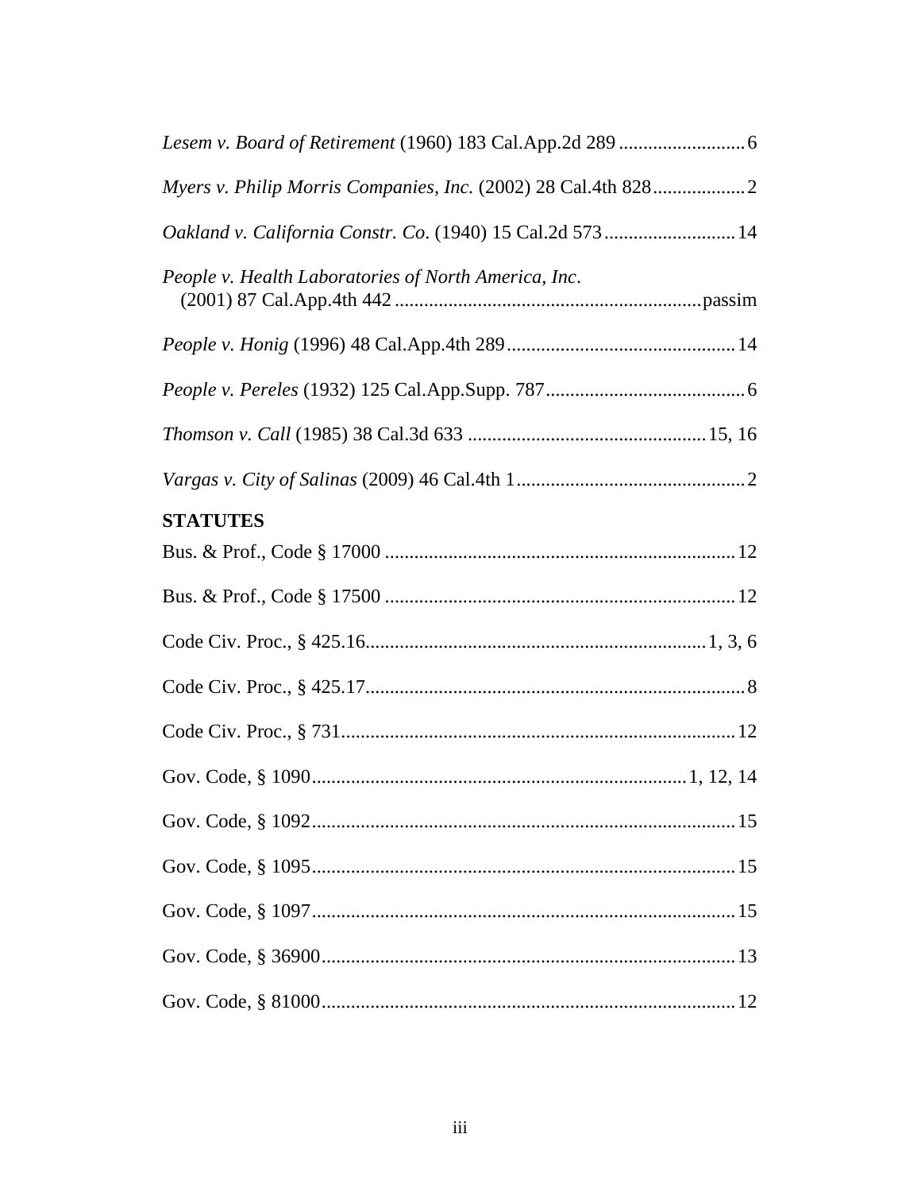*Lesem v. Board of Retirement* (1960) 183 Cal.App.2d 289 .......................... 6

*Myers v. Philip Morris Companies, Inc.* (2002) 28 Cal.4th 828 .................. 2

*Oakland v. California Constr. Co*. (1940) 15 Cal.2d 573 ........................... 14

*People v. Health Laboratories of North America, Inc*. (2001) 87 Cal.App.4th 442 .............................................................. passim

*People v. Honig* (1996) 48 Cal.App.4th 289 .............................................. 14

*People v. Pereles* (1932) 125 Cal.App.Supp. 787 ......................................... 6

*Thomson v. Call* (1985) 38 Cal.3d 633 ................................................ 15, 16

*Vargas v. City of Salinas* (2009) 46 Cal.4th 1 .............................................. 2

**STATUTES**

Bus. & Prof., Code § 17000 ....................................................................... 12

Bus. & Prof., Code § 17500 ....................................................................... 12

Code Civ. Proc., § 425.16 ..................................................................... 1, 3, 6

Code Civ. Proc., § 425.17 ............................................................................ 8

Code Civ. Proc., § 731 ............................................................................... 12

Gov. Code, § 1090 ............................................................................ 1, 12, 14

Gov. Code, § 1092 ...................................................................................... 15

Gov. Code, § 1095 ...................................................................................... 15

Gov. Code, § 1097 ...................................................................................... 15

Gov. Code, § 36900 .................................................................................... 13

Gov. Code, § 81000 .................................................................................... 12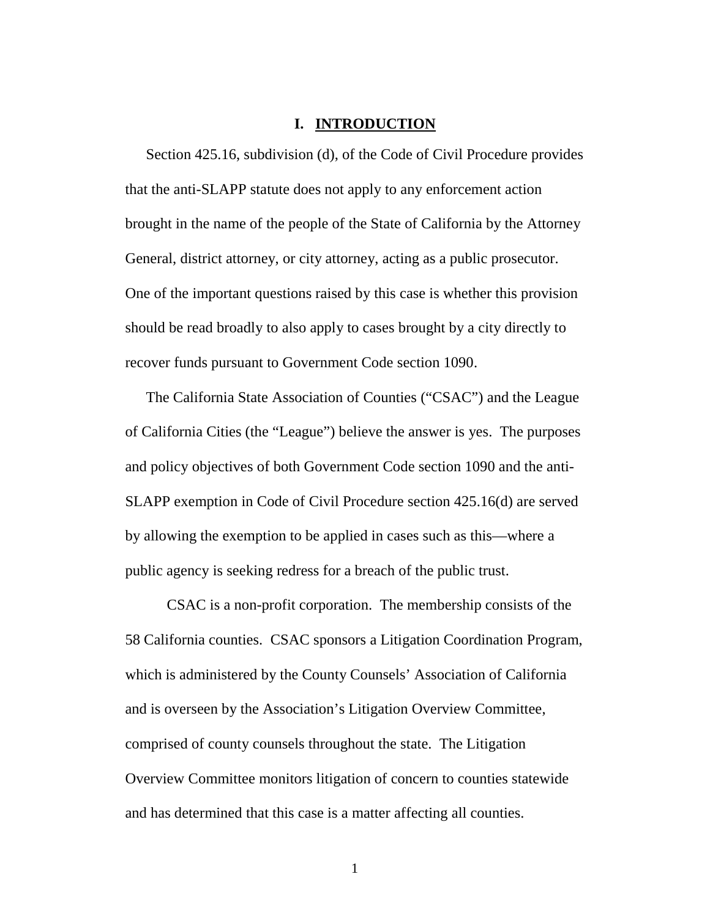## I. INTRODUCTION

Section 425.16, subdivision (d), of the Code of Civil Procedure provides that the anti-SLAPP statute does not apply to any enforcement action brought in the name of the people of the State of California by the Attorney General, district attorney, or city attorney, acting as a public prosecutor. One of the important questions raised by this case is whether this provision should be read broadly to also apply to cases brought by a city directly to recover funds pursuant to Government Code section 1090.

The California State Association of Counties ("CSAC") and the League of California Cities (the "League") believe the answer is yes. The purposes and policy objectives of both Government Code section 1090 and the anti-SLAPP exemption in Code of Civil Procedure section 425.16(d) are served by allowing the exemption to be applied in cases such as this—where a public agency is seeking redress for a breach of the public trust.

CSAC is a non-profit corporation. The membership consists of the 58 California counties. CSAC sponsors a Litigation Coordination Program, which is administered by the County Counsels' Association of California and is overseen by the Association's Litigation Overview Committee, comprised of county counsels throughout the state. The Litigation Overview Committee monitors litigation of concern to counties statewide and has determined that this case is a matter affecting all counties.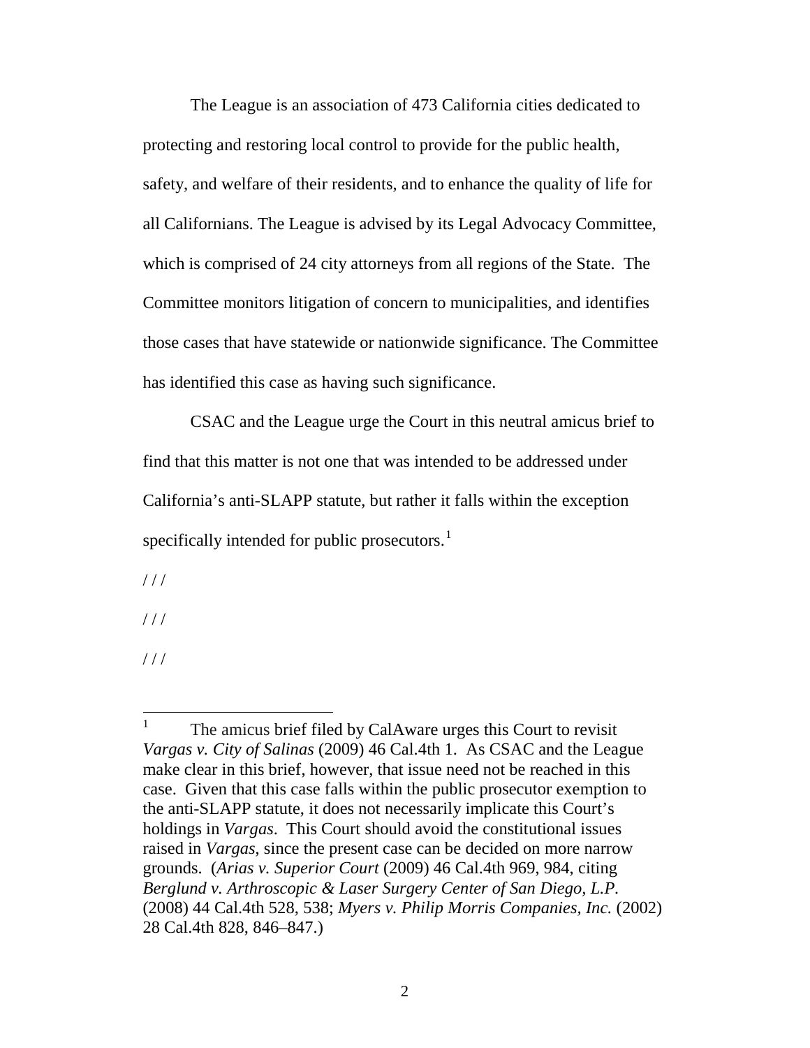The League is an association of 473 California cities dedicated to protecting and restoring local control to provide for the public health, safety, and welfare of their residents, and to enhance the quality of life for all Californians. The League is advised by its Legal Advocacy Committee, which is comprised of 24 city attorneys from all regions of the State. The Committee monitors litigation of concern to municipalities, and identifies those cases that have statewide or nationwide significance. The Committee has identified this case as having such significance.

CSAC and the League urge the Court in this neutral amicus brief to find that this matter is not one that was intended to be addressed under California's anti-SLAPP statute, but rather it falls within the exception specifically intended for public prosecutors.[1]

/ / /

/ / /

/ / /

[1] The amicus brief filed by CalAware urges this Court to revisit *Vargas v. City of Salinas* (2009) 46 Cal.4th 1. As CSAC and the League make clear in this brief, however, that issue need not be reached in this case. Given that this case falls within the public prosecutor exemption to the anti-SLAPP statute, it does not necessarily implicate this Court's holdings in *Vargas*. This Court should avoid the constitutional issues raised in *Vargas*, since the present case can be decided on more narrow grounds. (*Arias v. Superior Court* (2009) 46 Cal.4th 969, 984, citing *Berglund v. Arthroscopic & Laser Surgery Center of San Diego, L.P.* (2008) 44 Cal.4th 528, 538; *Myers v. Philip Morris Companies, Inc.* (2002) 28 Cal.4th 828, 846–847.)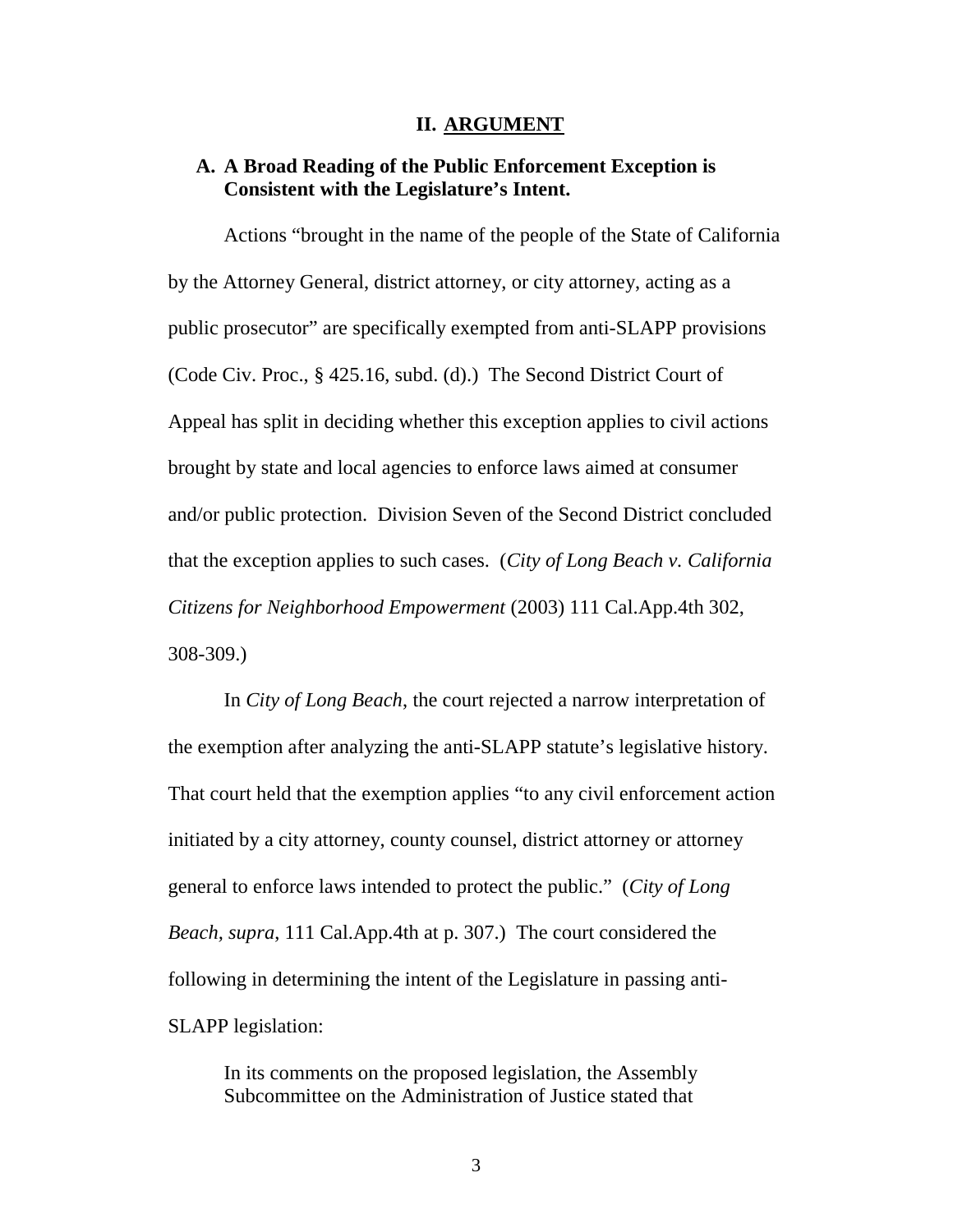## II. ARGUMENT

### A. A Broad Reading of the Public Enforcement Exception is Consistent with the Legislature's Intent.

Actions "brought in the name of the people of the State of California by the Attorney General, district attorney, or city attorney, acting as a public prosecutor" are specifically exempted from anti-SLAPP provisions (Code Civ. Proc., § 425.16, subd. (d).) The Second District Court of Appeal has split in deciding whether this exception applies to civil actions brought by state and local agencies to enforce laws aimed at consumer and/or public protection. Division Seven of the Second District concluded that the exception applies to such cases. (*City of Long Beach v. California Citizens for Neighborhood Empowerment* (2003) 111 Cal.App.4th 302, 308-309.)

In *City of Long Beach*, the court rejected a narrow interpretation of the exemption after analyzing the anti-SLAPP statute's legislative history. That court held that the exemption applies "to any civil enforcement action initiated by a city attorney, county counsel, district attorney or attorney general to enforce laws intended to protect the public." (*City of Long Beach, supra*, 111 Cal.App.4th at p. 307.) The court considered the following in determining the intent of the Legislature in passing anti-SLAPP legislation:

> In its comments on the proposed legislation, the Assembly Subcommittee on the Administration of Justice stated that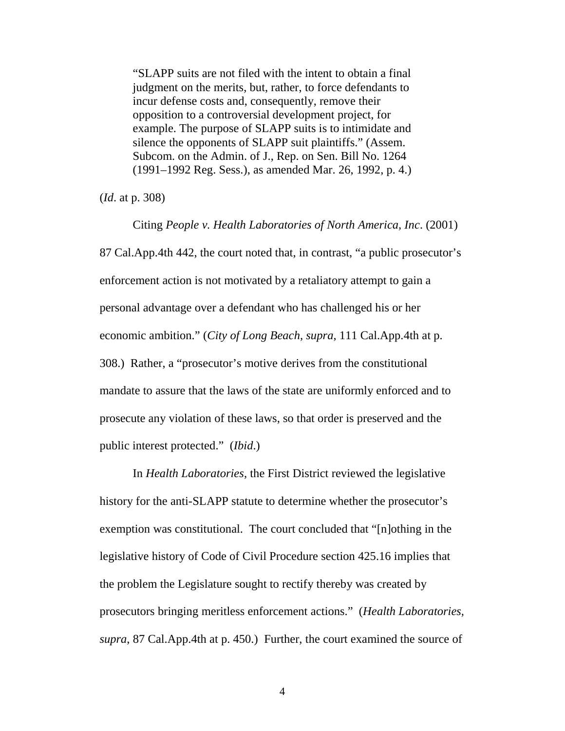> "SLAPP suits are not filed with the intent to obtain a final judgment on the merits, but, rather, to force defendants to incur defense costs and, consequently, remove their opposition to a controversial development project, for example. The purpose of SLAPP suits is to intimidate and silence the opponents of SLAPP suit plaintiffs." (Assem. Subcom. on the Admin. of J., Rep. on Sen. Bill No. 1264 (1991–1992 Reg. Sess.), as amended Mar. 26, 1992, p. 4.)

(*Id*. at p. 308)

Citing *People v. Health Laboratories of North America, Inc*. (2001) 87 Cal.App.4th 442, the court noted that, in contrast, "a public prosecutor's enforcement action is not motivated by a retaliatory attempt to gain a personal advantage over a defendant who has challenged his or her economic ambition." (*City of Long Beach, supra*, 111 Cal.App.4th at p. 308.) Rather, a "prosecutor's motive derives from the constitutional mandate to assure that the laws of the state are uniformly enforced and to prosecute any violation of these laws, so that order is preserved and the public interest protected." (*Ibid*.)

In *Health Laboratories*, the First District reviewed the legislative history for the anti-SLAPP statute to determine whether the prosecutor's exemption was constitutional. The court concluded that "[n]othing in the legislative history of Code of Civil Procedure section 425.16 implies that the problem the Legislature sought to rectify thereby was created by prosecutors bringing meritless enforcement actions." (*Health Laboratories*, *supra*, 87 Cal.App.4th at p. 450.) Further, the court examined the source of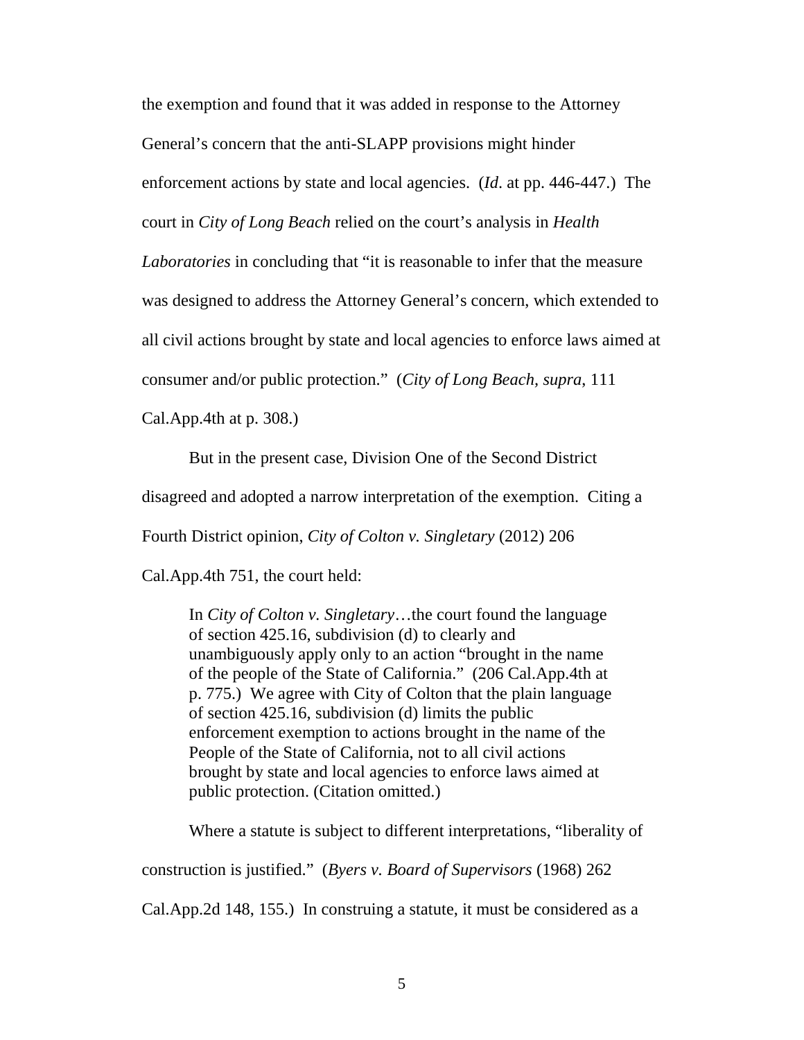the exemption and found that it was added in response to the Attorney General's concern that the anti-SLAPP provisions might hinder enforcement actions by state and local agencies. (*Id*. at pp. 446-447.) The court in *City of Long Beach* relied on the court's analysis in *Health Laboratories* in concluding that "it is reasonable to infer that the measure was designed to address the Attorney General's concern, which extended to all civil actions brought by state and local agencies to enforce laws aimed at consumer and/or public protection." (*City of Long Beach, supra*, 111 Cal.App.4th at p. 308.)

But in the present case, Division One of the Second District disagreed and adopted a narrow interpretation of the exemption. Citing a Fourth District opinion, *City of Colton v. Singletary* (2012) 206 Cal.App.4th 751, the court held:

> In *City of Colton v. Singletary*…the court found the language of section 425.16, subdivision (d) to clearly and unambiguously apply only to an action "brought in the name of the people of the State of California." (206 Cal.App.4th at p. 775.) We agree with City of Colton that the plain language of section 425.16, subdivision (d) limits the public enforcement exemption to actions brought in the name of the People of the State of California, not to all civil actions brought by state and local agencies to enforce laws aimed at public protection. (Citation omitted.)

Where a statute is subject to different interpretations, "liberality of construction is justified." (*Byers v. Board of Supervisors* (1968) 262 Cal.App.2d 148, 155.) In construing a statute, it must be considered as a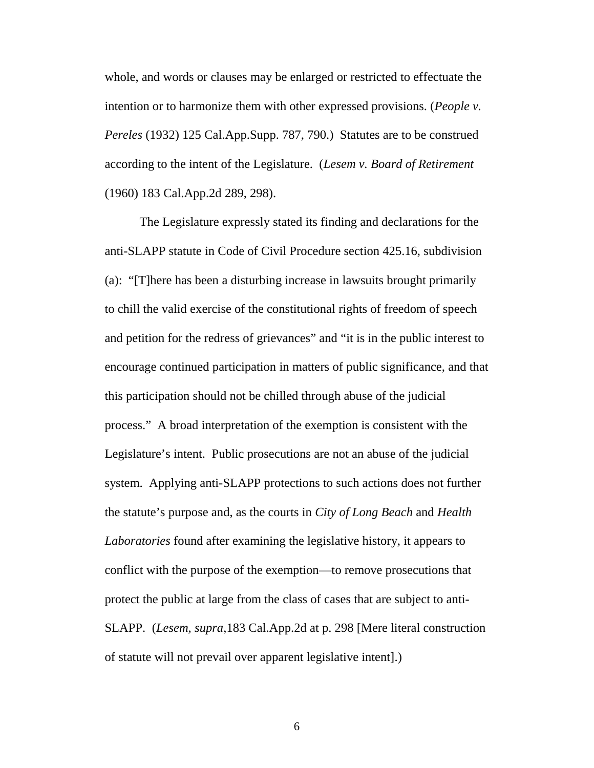whole, and words or clauses may be enlarged or restricted to effectuate the intention or to harmonize them with other expressed provisions. (*People v. Pereles* (1932) 125 Cal.App.Supp. 787, 790.) Statutes are to be construed according to the intent of the Legislature. (*Lesem v. Board of Retirement* (1960) 183 Cal.App.2d 289, 298).

The Legislature expressly stated its finding and declarations for the anti-SLAPP statute in Code of Civil Procedure section 425.16, subdivision (a): "[T]here has been a disturbing increase in lawsuits brought primarily to chill the valid exercise of the constitutional rights of freedom of speech and petition for the redress of grievances" and "it is in the public interest to encourage continued participation in matters of public significance, and that this participation should not be chilled through abuse of the judicial process." A broad interpretation of the exemption is consistent with the Legislature's intent. Public prosecutions are not an abuse of the judicial system. Applying anti-SLAPP protections to such actions does not further the statute's purpose and, as the courts in *City of Long Beach* and *Health Laboratories* found after examining the legislative history, it appears to conflict with the purpose of the exemption—to remove prosecutions that protect the public at large from the class of cases that are subject to anti-SLAPP. (*Lesem, supra,*183 Cal.App.2d at p. 298 [Mere literal construction of statute will not prevail over apparent legislative intent].)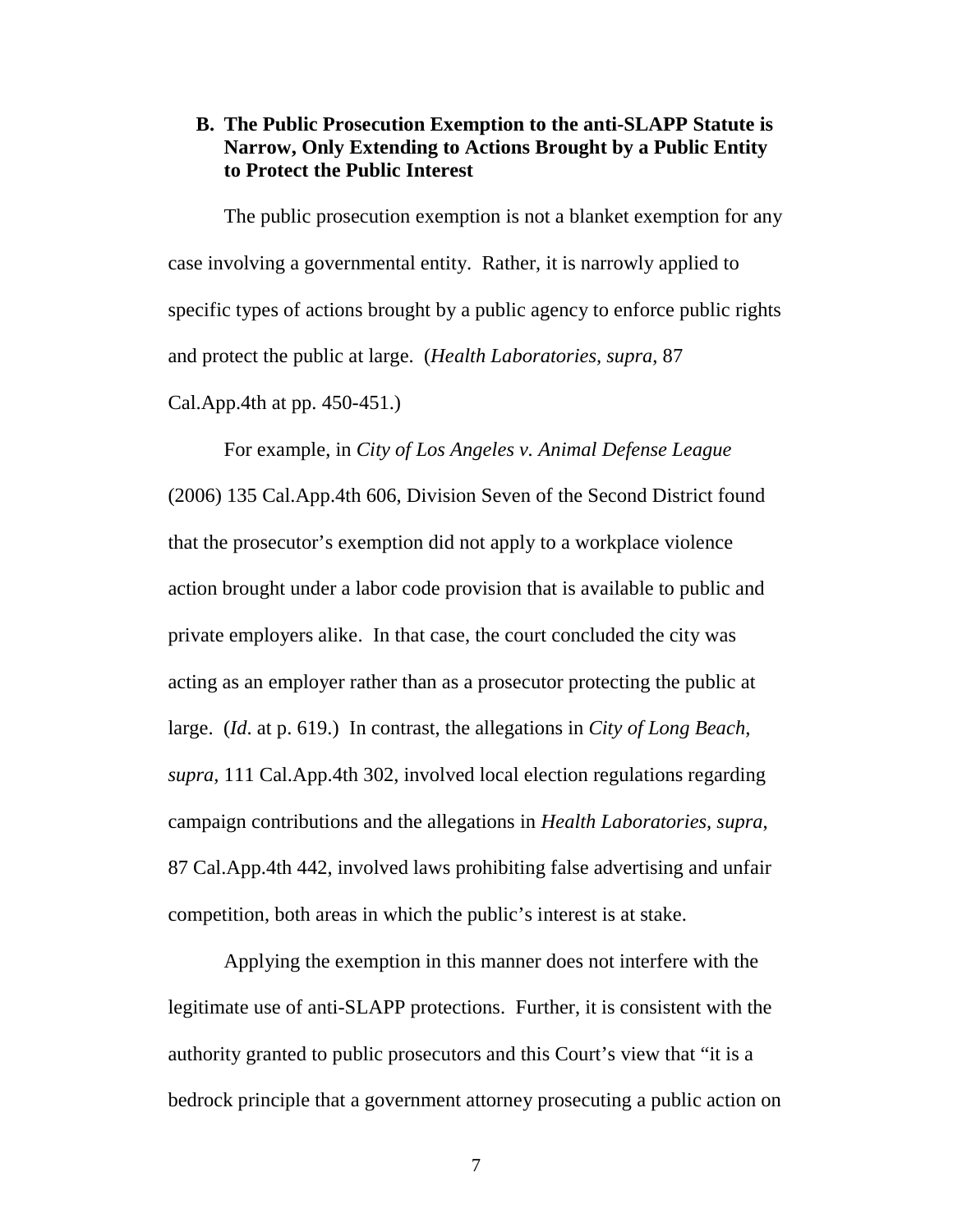### B. The Public Prosecution Exemption to the anti-SLAPP Statute is Narrow, Only Extending to Actions Brought by a Public Entity to Protect the Public Interest

The public prosecution exemption is not a blanket exemption for any case involving a governmental entity. Rather, it is narrowly applied to specific types of actions brought by a public agency to enforce public rights and protect the public at large. (*Health Laboratories, supra*, 87 Cal.App.4th at pp. 450-451.)

For example, in *City of Los Angeles v. Animal Defense League* (2006) 135 Cal.App.4th 606, Division Seven of the Second District found that the prosecutor's exemption did not apply to a workplace violence action brought under a labor code provision that is available to public and private employers alike. In that case, the court concluded the city was acting as an employer rather than as a prosecutor protecting the public at large. (*Id*. at p. 619.) In contrast, the allegations in *City of Long Beach*, *supra*, 111 Cal.App.4th 302, involved local election regulations regarding campaign contributions and the allegations in *Health Laboratories, supra*, 87 Cal.App.4th 442, involved laws prohibiting false advertising and unfair competition, both areas in which the public's interest is at stake.

Applying the exemption in this manner does not interfere with the legitimate use of anti-SLAPP protections. Further, it is consistent with the authority granted to public prosecutors and this Court's view that "it is a bedrock principle that a government attorney prosecuting a public action on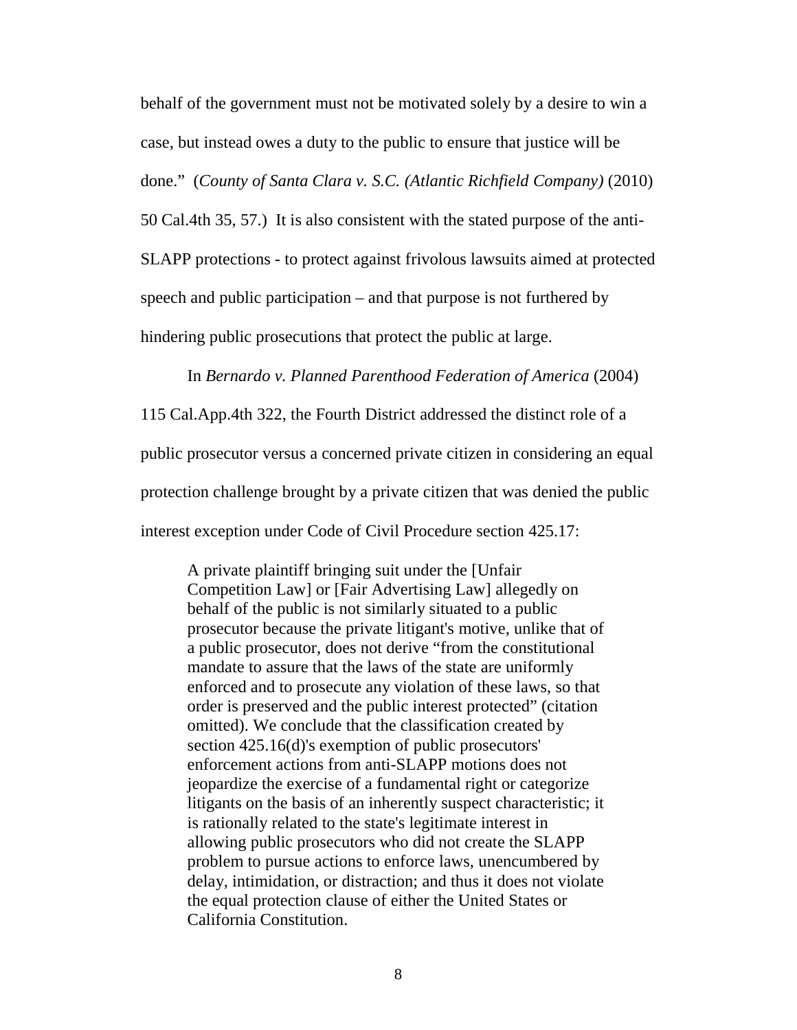behalf of the government must not be motivated solely by a desire to win a case, but instead owes a duty to the public to ensure that justice will be done." (*County of Santa Clara v. S.C. (Atlantic Richfield Company)* (2010) 50 Cal.4th 35, 57.) It is also consistent with the stated purpose of the anti-SLAPP protections - to protect against frivolous lawsuits aimed at protected speech and public participation – and that purpose is not furthered by hindering public prosecutions that protect the public at large.

In *Bernardo v. Planned Parenthood Federation of America* (2004) 115 Cal.App.4th 322, the Fourth District addressed the distinct role of a public prosecutor versus a concerned private citizen in considering an equal protection challenge brought by a private citizen that was denied the public interest exception under Code of Civil Procedure section 425.17:

> A private plaintiff bringing suit under the [Unfair Competition Law] or [Fair Advertising Law] allegedly on behalf of the public is not similarly situated to a public prosecutor because the private litigant's motive, unlike that of a public prosecutor, does not derive "from the constitutional mandate to assure that the laws of the state are uniformly enforced and to prosecute any violation of these laws, so that order is preserved and the public interest protected" (citation omitted). We conclude that the classification created by section 425.16(d)'s exemption of public prosecutors' enforcement actions from anti-SLAPP motions does not jeopardize the exercise of a fundamental right or categorize litigants on the basis of an inherently suspect characteristic; it is rationally related to the state's legitimate interest in allowing public prosecutors who did not create the SLAPP problem to pursue actions to enforce laws, unencumbered by delay, intimidation, or distraction; and thus it does not violate the equal protection clause of either the United States or California Constitution.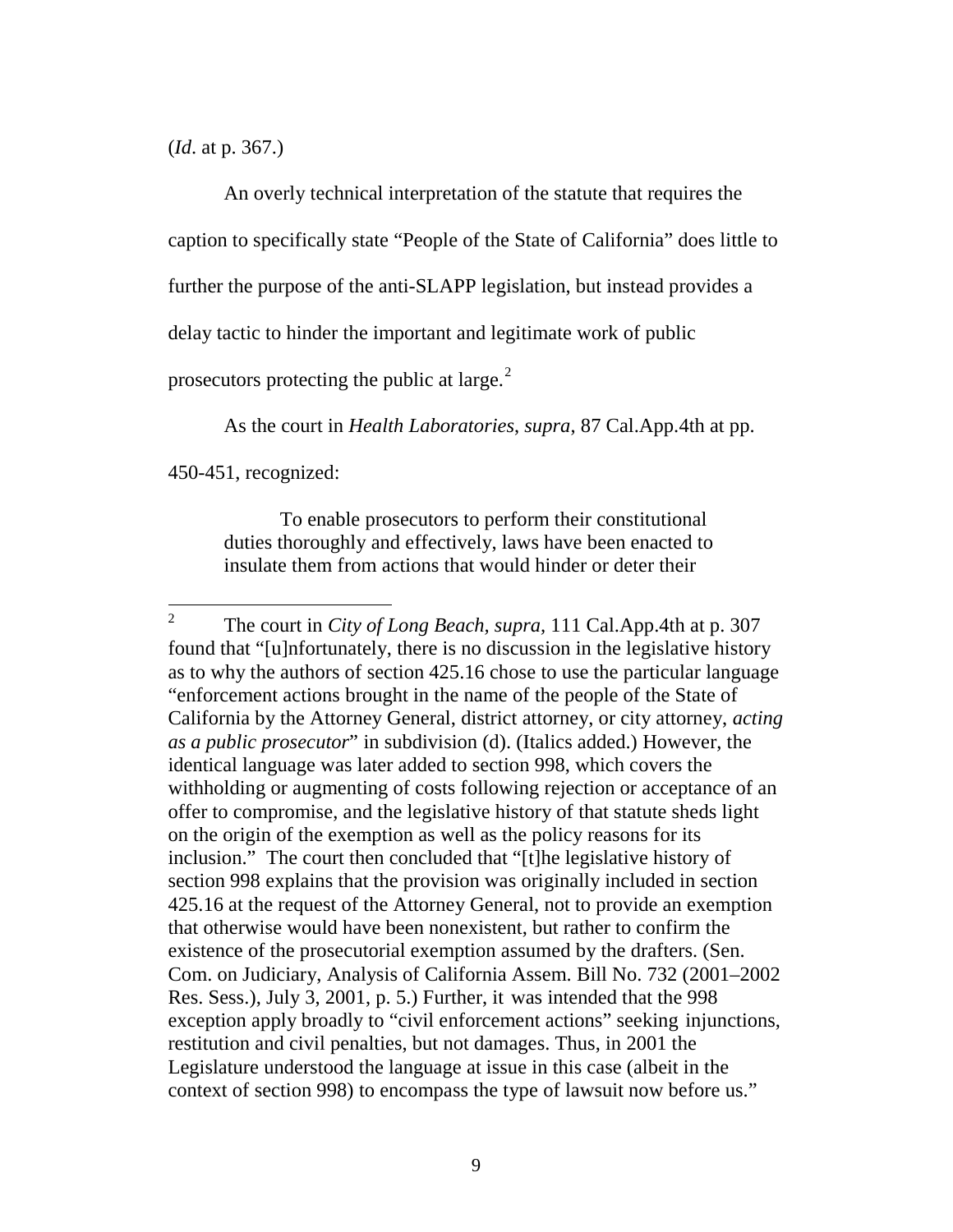(*Id*. at p. 367.)

An overly technical interpretation of the statute that requires the caption to specifically state "People of the State of California" does little to further the purpose of the anti-SLAPP legislation, but instead provides a delay tactic to hinder the important and legitimate work of public prosecutors protecting the public at large.[2]

As the court in *Health Laboratories*, *supra*, 87 Cal.App.4th at pp. 450-451, recognized:

> To enable prosecutors to perform their constitutional duties thoroughly and effectively, laws have been enacted to insulate them from actions that would hinder or deter their

[2] The court in *City of Long Beach*, *supra*, 111 Cal.App.4th at p. 307 found that "[u]nfortunately, there is no discussion in the legislative history as to why the authors of section 425.16 chose to use the particular language "enforcement actions brought in the name of the people of the State of California by the Attorney General, district attorney, or city attorney, *acting as a public prosecutor*" in subdivision (d). (Italics added.) However, the identical language was later added to section 998, which covers the withholding or augmenting of costs following rejection or acceptance of an offer to compromise, and the legislative history of that statute sheds light on the origin of the exemption as well as the policy reasons for its inclusion." The court then concluded that "[t]he legislative history of section 998 explains that the provision was originally included in section 425.16 at the request of the Attorney General, not to provide an exemption that otherwise would have been nonexistent, but rather to confirm the existence of the prosecutorial exemption assumed by the drafters. (Sen. Com. on Judiciary, Analysis of California Assem. Bill No. 732 (2001–2002 Res. Sess.), July 3, 2001, p. 5.) Further, it was intended that the 998 exception apply broadly to "civil enforcement actions" seeking injunctions, restitution and civil penalties, but not damages. Thus, in 2001 the Legislature understood the language at issue in this case (albeit in the context of section 998) to encompass the type of lawsuit now before us."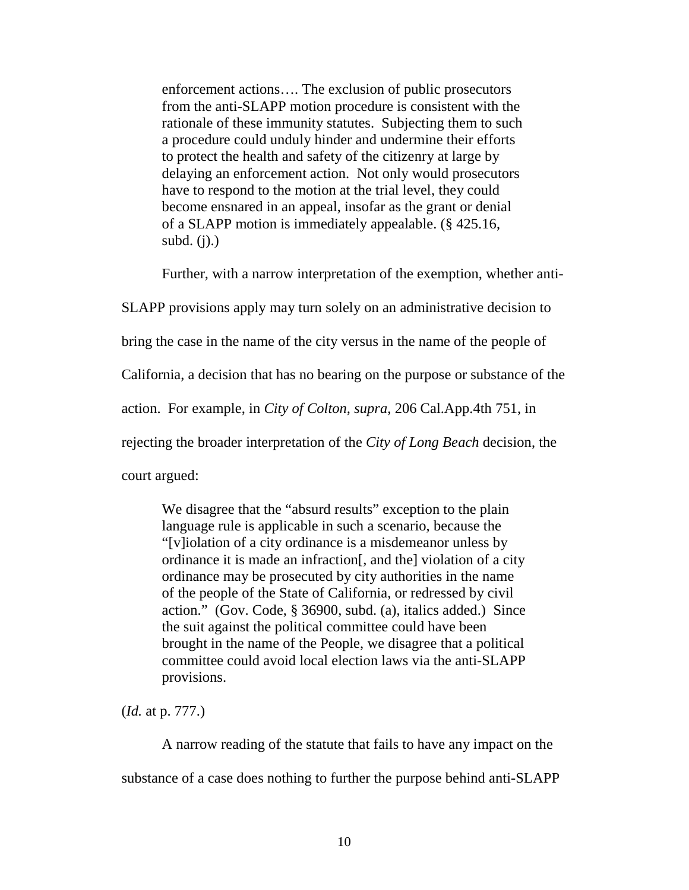> enforcement actions…. The exclusion of public prosecutors from the anti-SLAPP motion procedure is consistent with the rationale of these immunity statutes. Subjecting them to such a procedure could unduly hinder and undermine their efforts to protect the health and safety of the citizenry at large by delaying an enforcement action. Not only would prosecutors have to respond to the motion at the trial level, they could become ensnared in an appeal, insofar as the grant or denial of a SLAPP motion is immediately appealable. (§ 425.16, subd. (j).)

Further, with a narrow interpretation of the exemption, whether anti-SLAPP provisions apply may turn solely on an administrative decision to bring the case in the name of the city versus in the name of the people of California, a decision that has no bearing on the purpose or substance of the action. For example, in *City of Colton, supra,* 206 Cal.App.4th 751, in rejecting the broader interpretation of the *City of Long Beach* decision, the court argued:

> We disagree that the "absurd results" exception to the plain language rule is applicable in such a scenario, because the "[v]iolation of a city ordinance is a misdemeanor unless by ordinance it is made an infraction[, and the] violation of a city ordinance may be prosecuted by city authorities in the name of the people of the State of California, or redressed by civil action." (Gov. Code, § 36900, subd. (a), italics added.) Since the suit against the political committee could have been brought in the name of the People, we disagree that a political committee could avoid local election laws via the anti-SLAPP provisions.

(*Id.* at p. 777.)

A narrow reading of the statute that fails to have any impact on the substance of a case does nothing to further the purpose behind anti-SLAPP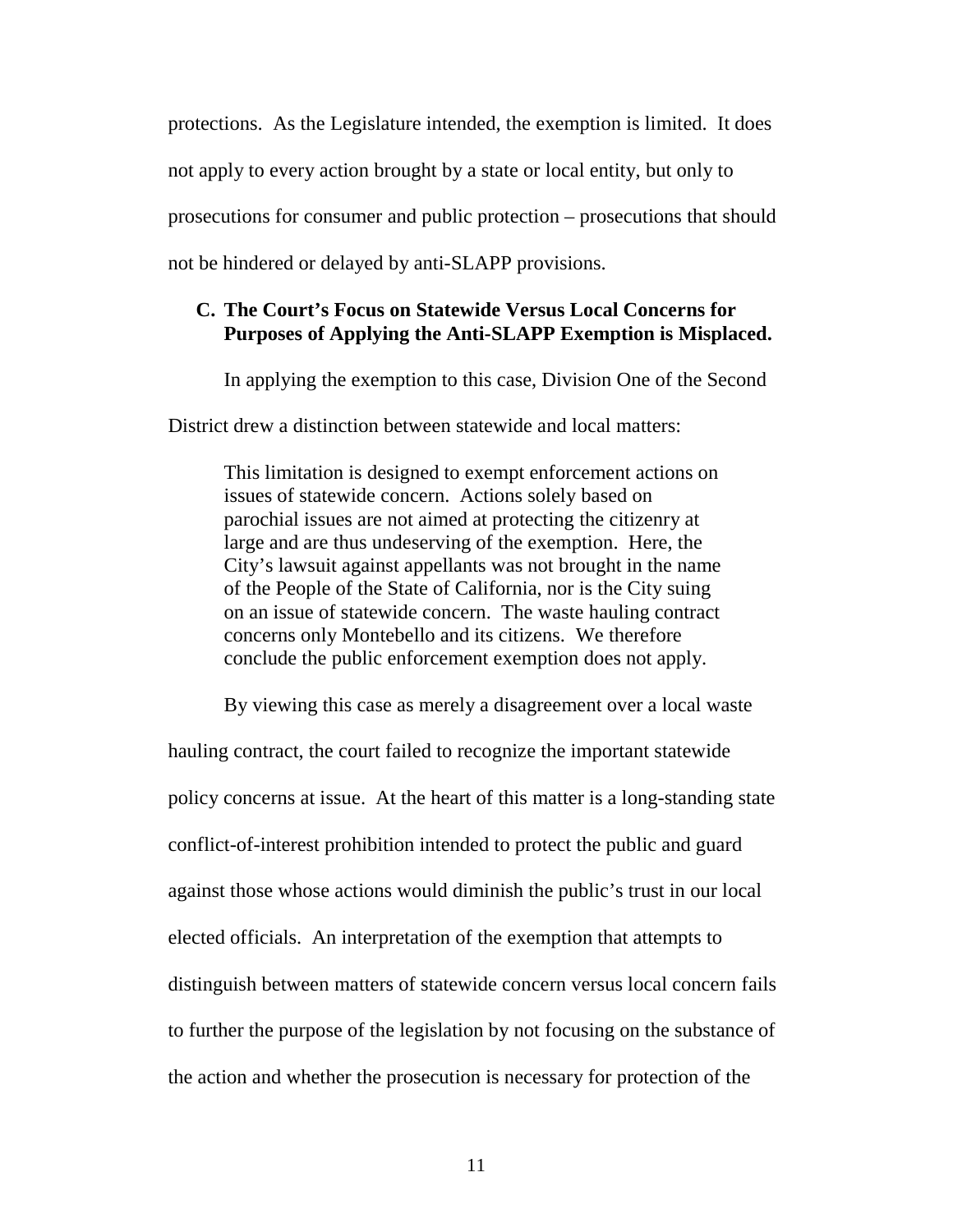protections. As the Legislature intended, the exemption is limited. It does not apply to every action brought by a state or local entity, but only to prosecutions for consumer and public protection – prosecutions that should not be hindered or delayed by anti-SLAPP provisions.

### C. The Court's Focus on Statewide Versus Local Concerns for Purposes of Applying the Anti-SLAPP Exemption is Misplaced.

In applying the exemption to this case, Division One of the Second District drew a distinction between statewide and local matters:

> This limitation is designed to exempt enforcement actions on issues of statewide concern. Actions solely based on parochial issues are not aimed at protecting the citizenry at large and are thus undeserving of the exemption. Here, the City's lawsuit against appellants was not brought in the name of the People of the State of California, nor is the City suing on an issue of statewide concern. The waste hauling contract concerns only Montebello and its citizens. We therefore conclude the public enforcement exemption does not apply.

By viewing this case as merely a disagreement over a local waste hauling contract, the court failed to recognize the important statewide policy concerns at issue. At the heart of this matter is a long-standing state conflict-of-interest prohibition intended to protect the public and guard against those whose actions would diminish the public's trust in our local elected officials. An interpretation of the exemption that attempts to distinguish between matters of statewide concern versus local concern fails to further the purpose of the legislation by not focusing on the substance of the action and whether the prosecution is necessary for protection of the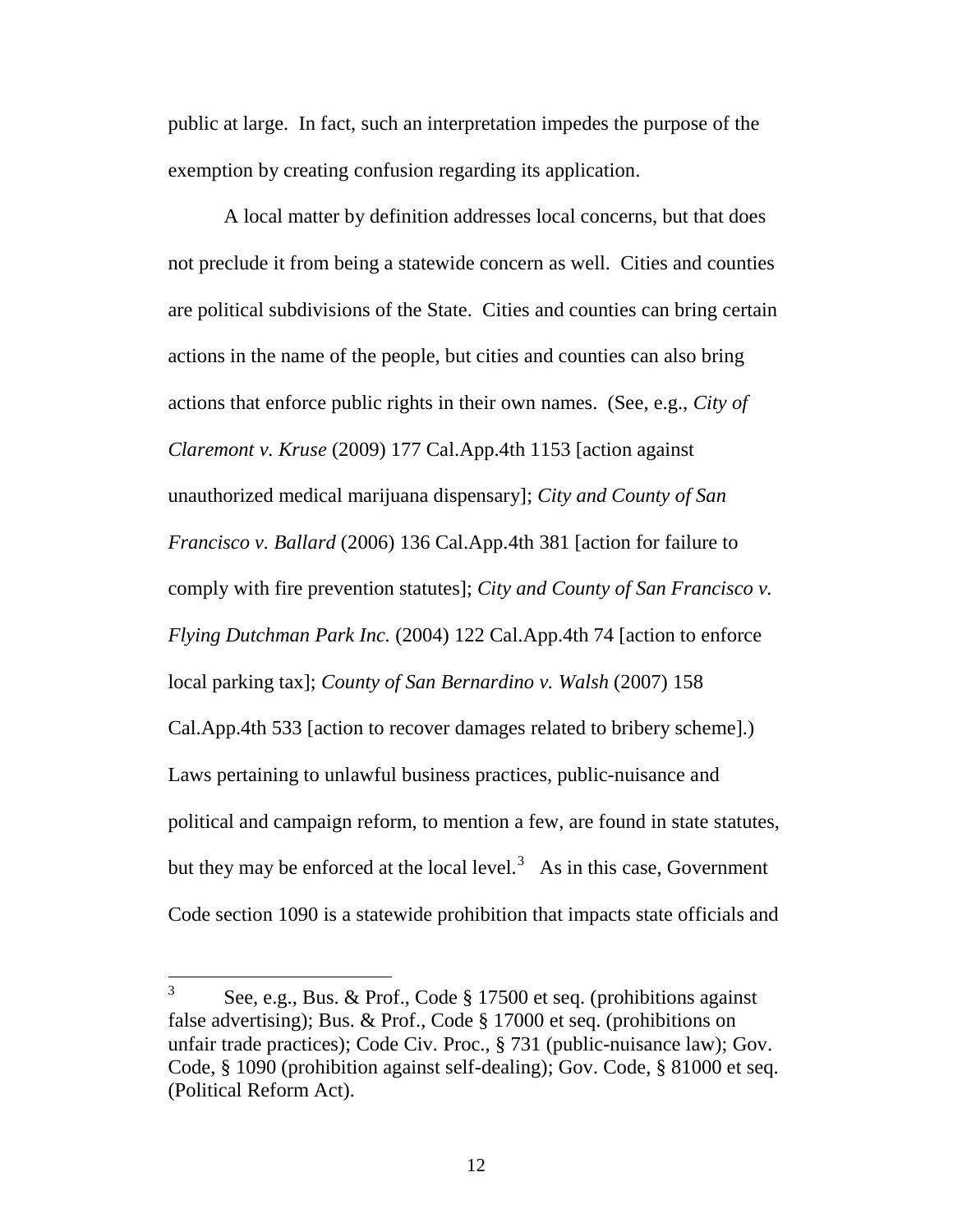public at large. In fact, such an interpretation impedes the purpose of the exemption by creating confusion regarding its application.

A local matter by definition addresses local concerns, but that does not preclude it from being a statewide concern as well. Cities and counties are political subdivisions of the State. Cities and counties can bring certain actions in the name of the people, but cities and counties can also bring actions that enforce public rights in their own names. (See, e.g., *City of Claremont v. Kruse* (2009) 177 Cal.App.4th 1153 [action against unauthorized medical marijuana dispensary]; *City and County of San Francisco v. Ballard* (2006) 136 Cal.App.4th 381 [action for failure to comply with fire prevention statutes]; *City and County of San Francisco v. Flying Dutchman Park Inc.* (2004) 122 Cal.App.4th 74 [action to enforce local parking tax]; *County of San Bernardino v. Walsh* (2007) 158 Cal.App.4th 533 [action to recover damages related to bribery scheme].) Laws pertaining to unlawful business practices, public-nuisance and political and campaign reform, to mention a few, are found in state statutes, but they may be enforced at the local level.[3] As in this case, Government Code section 1090 is a statewide prohibition that impacts state officials and

---

[3] See, e.g., Bus. & Prof., Code § 17500 et seq. (prohibitions against false advertising); Bus. & Prof., Code § 17000 et seq. (prohibitions on unfair trade practices); Code Civ. Proc., § 731 (public-nuisance law); Gov. Code, § 1090 (prohibition against self-dealing); Gov. Code, § 81000 et seq. (Political Reform Act).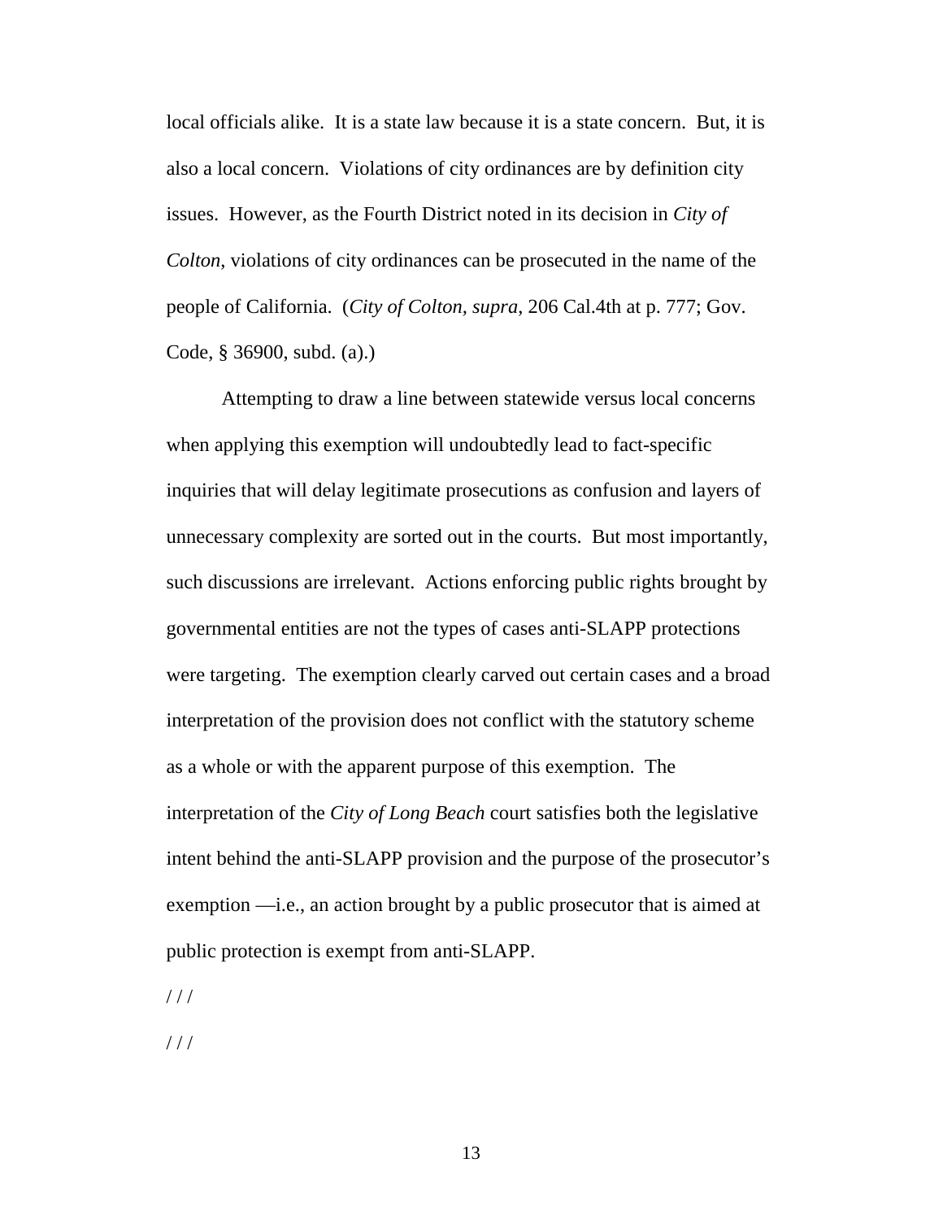local officials alike. It is a state law because it is a state concern. But, it is also a local concern. Violations of city ordinances are by definition city issues. However, as the Fourth District noted in its decision in *City of Colton*, violations of city ordinances can be prosecuted in the name of the people of California. (*City of Colton, supra*, 206 Cal.4th at p. 777; Gov. Code, § 36900, subd. (a).)

Attempting to draw a line between statewide versus local concerns when applying this exemption will undoubtedly lead to fact-specific inquiries that will delay legitimate prosecutions as confusion and layers of unnecessary complexity are sorted out in the courts. But most importantly, such discussions are irrelevant. Actions enforcing public rights brought by governmental entities are not the types of cases anti-SLAPP protections were targeting. The exemption clearly carved out certain cases and a broad interpretation of the provision does not conflict with the statutory scheme as a whole or with the apparent purpose of this exemption. The interpretation of the *City of Long Beach* court satisfies both the legislative intent behind the anti-SLAPP provision and the purpose of the prosecutor's exemption —i.e., an action brought by a public prosecutor that is aimed at public protection is exempt from anti-SLAPP.

/ / /

/ / /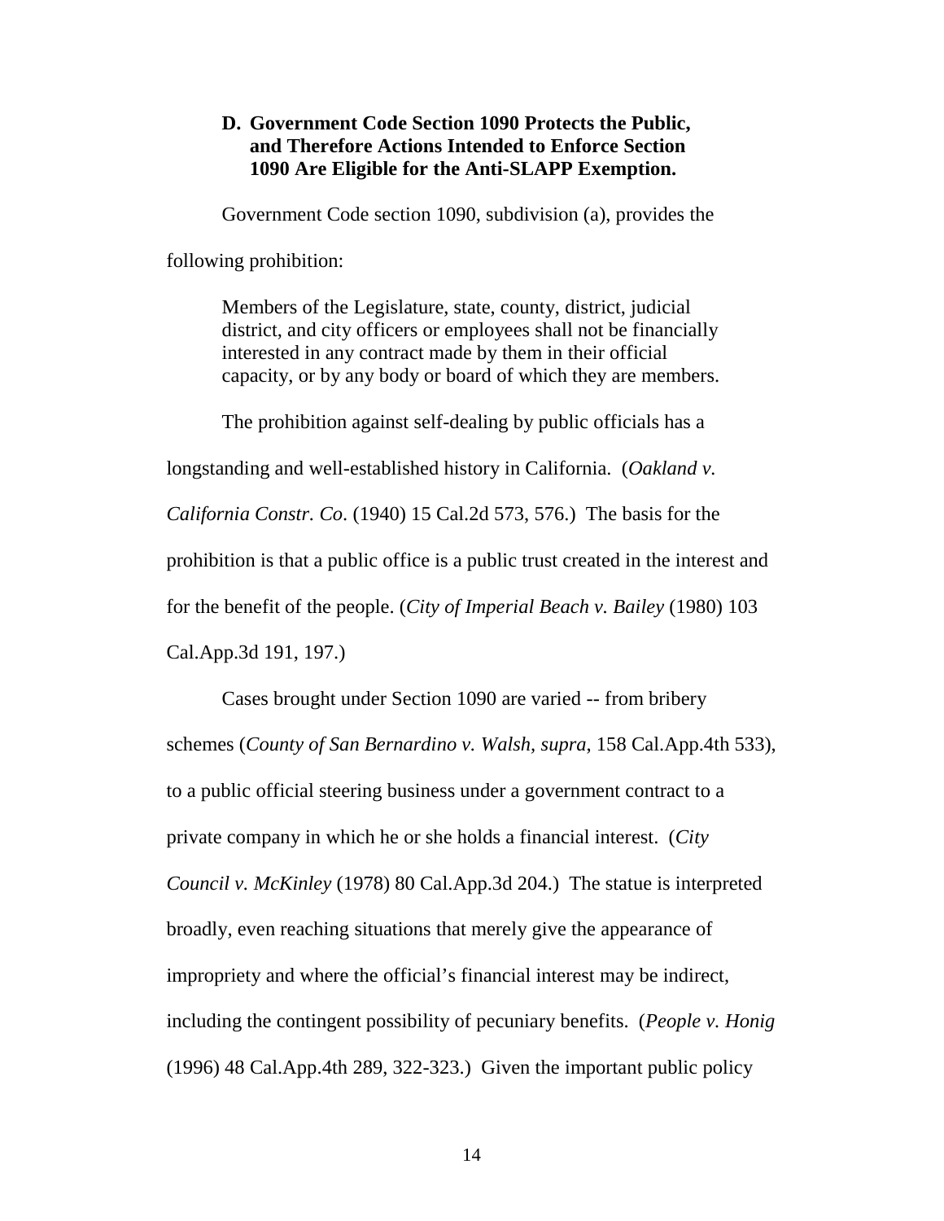### D. Government Code Section 1090 Protects the Public, and Therefore Actions Intended to Enforce Section 1090 Are Eligible for the Anti-SLAPP Exemption.

Government Code section 1090, subdivision (a), provides the following prohibition:

> Members of the Legislature, state, county, district, judicial district, and city officers or employees shall not be financially interested in any contract made by them in their official capacity, or by any body or board of which they are members.

The prohibition against self-dealing by public officials has a longstanding and well-established history in California. (*Oakland v. California Constr. Co.* (1940) 15 Cal.2d 573, 576.) The basis for the prohibition is that a public office is a public trust created in the interest and for the benefit of the people. (*City of Imperial Beach v. Bailey* (1980) 103 Cal.App.3d 191, 197.)

Cases brought under Section 1090 are varied -- from bribery schemes (*County of San Bernardino v. Walsh, supra*, 158 Cal.App.4th 533), to a public official steering business under a government contract to a private company in which he or she holds a financial interest. (*City Council v. McKinley* (1978) 80 Cal.App.3d 204.) The statue is interpreted broadly, even reaching situations that merely give the appearance of impropriety and where the official's financial interest may be indirect, including the contingent possibility of pecuniary benefits. (*People v. Honig* (1996) 48 Cal.App.4th 289, 322-323.) Given the important public policy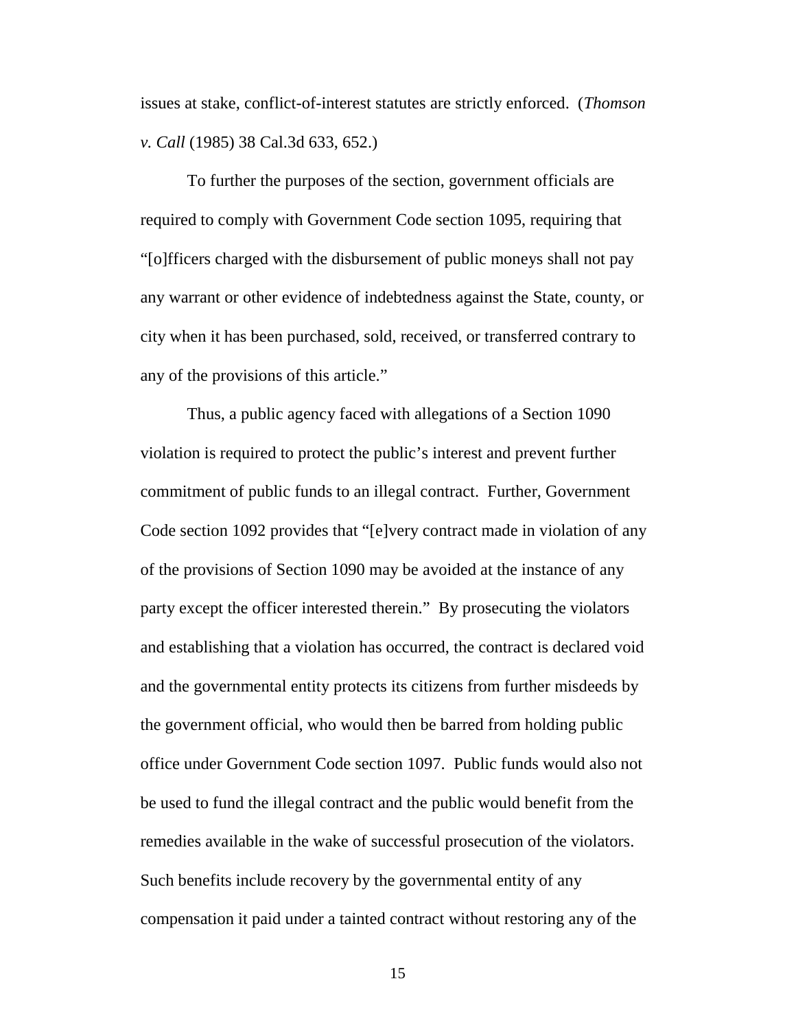issues at stake, conflict-of-interest statutes are strictly enforced. (*Thomson v. Call* (1985) 38 Cal.3d 633, 652.)

To further the purposes of the section, government officials are required to comply with Government Code section 1095, requiring that "[o]fficers charged with the disbursement of public moneys shall not pay any warrant or other evidence of indebtedness against the State, county, or city when it has been purchased, sold, received, or transferred contrary to any of the provisions of this article."

Thus, a public agency faced with allegations of a Section 1090 violation is required to protect the public's interest and prevent further commitment of public funds to an illegal contract. Further, Government Code section 1092 provides that "[e]very contract made in violation of any of the provisions of Section 1090 may be avoided at the instance of any party except the officer interested therein." By prosecuting the violators and establishing that a violation has occurred, the contract is declared void and the governmental entity protects its citizens from further misdeeds by the government official, who would then be barred from holding public office under Government Code section 1097. Public funds would also not be used to fund the illegal contract and the public would benefit from the remedies available in the wake of successful prosecution of the violators. Such benefits include recovery by the governmental entity of any compensation it paid under a tainted contract without restoring any of the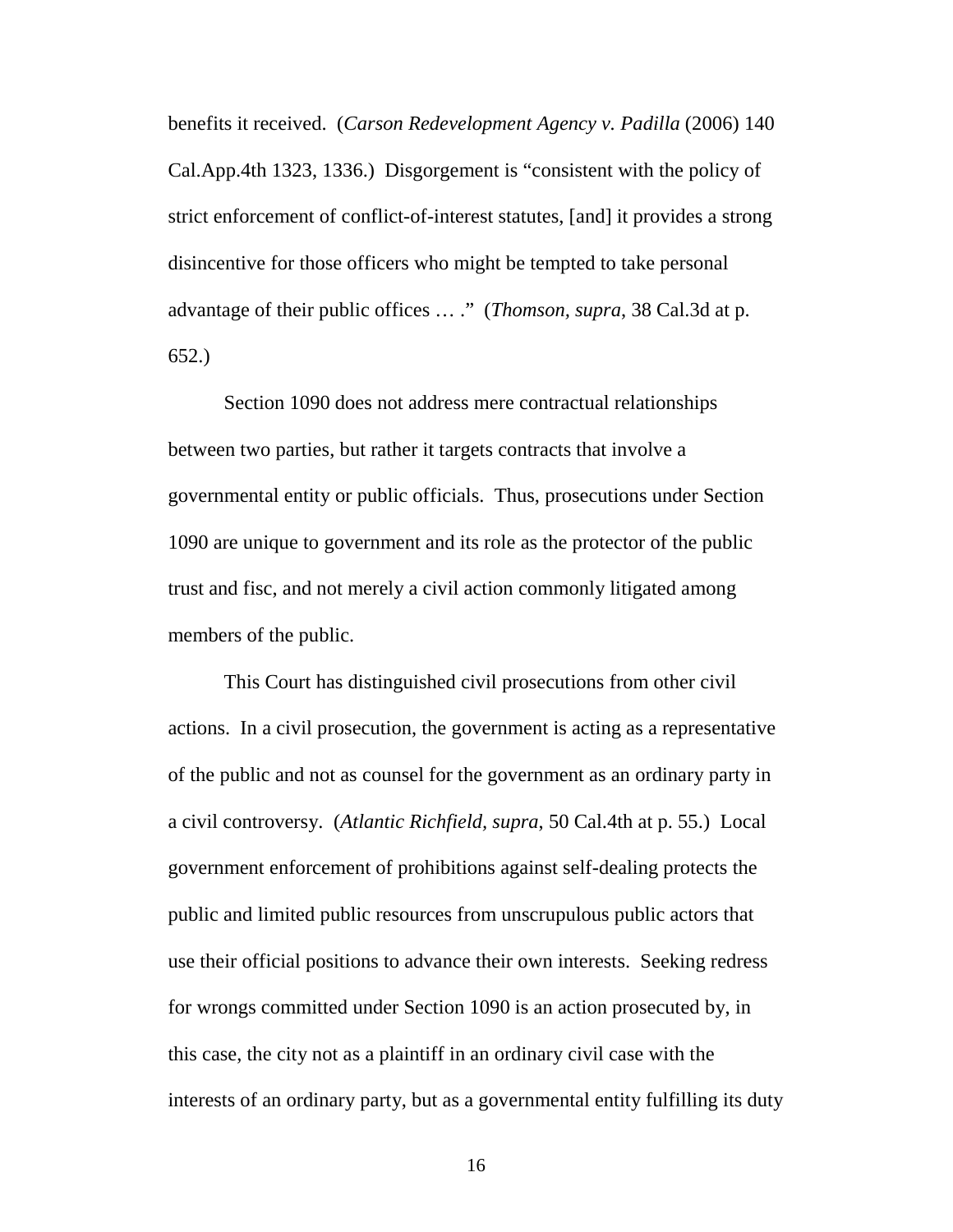benefits it received. (*Carson Redevelopment Agency v. Padilla* (2006) 140 Cal.App.4th 1323, 1336.) Disgorgement is "consistent with the policy of strict enforcement of conflict-of-interest statutes, [and] it provides a strong disincentive for those officers who might be tempted to take personal advantage of their public offices … ." (*Thomson, supra*, 38 Cal.3d at p. 652.)

Section 1090 does not address mere contractual relationships between two parties, but rather it targets contracts that involve a governmental entity or public officials. Thus, prosecutions under Section 1090 are unique to government and its role as the protector of the public trust and fisc, and not merely a civil action commonly litigated among members of the public.

This Court has distinguished civil prosecutions from other civil actions. In a civil prosecution, the government is acting as a representative of the public and not as counsel for the government as an ordinary party in a civil controversy. (*Atlantic Richfield, supra*, 50 Cal.4th at p. 55.) Local government enforcement of prohibitions against self-dealing protects the public and limited public resources from unscrupulous public actors that use their official positions to advance their own interests. Seeking redress for wrongs committed under Section 1090 is an action prosecuted by, in this case, the city not as a plaintiff in an ordinary civil case with the interests of an ordinary party, but as a governmental entity fulfilling its duty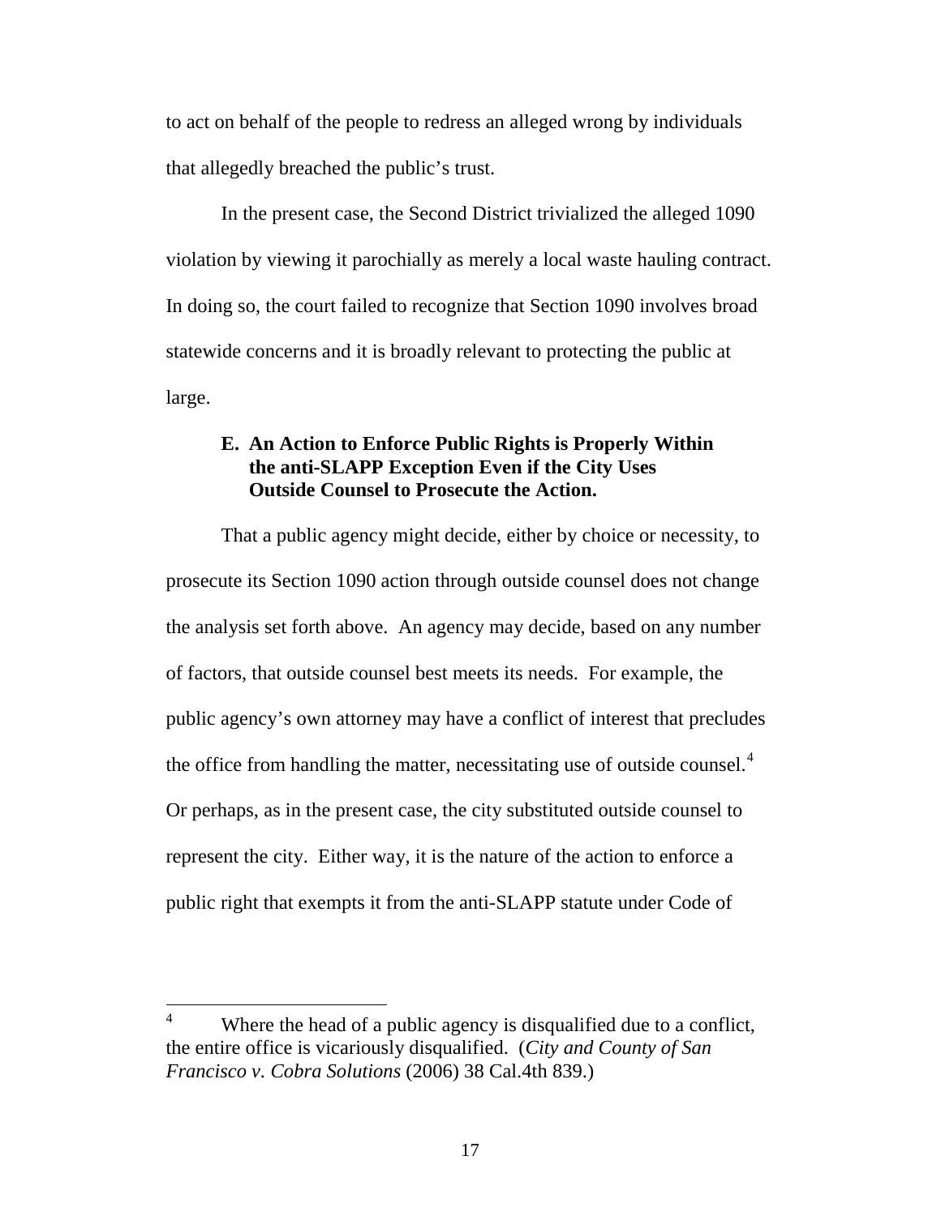to act on behalf of the people to redress an alleged wrong by individuals that allegedly breached the public's trust.

In the present case, the Second District trivialized the alleged 1090 violation by viewing it parochially as merely a local waste hauling contract. In doing so, the court failed to recognize that Section 1090 involves broad statewide concerns and it is broadly relevant to protecting the public at large.

### E. An Action to Enforce Public Rights is Properly Within the anti-SLAPP Exception Even if the City Uses Outside Counsel to Prosecute the Action.

That a public agency might decide, either by choice or necessity, to prosecute its Section 1090 action through outside counsel does not change the analysis set forth above. An agency may decide, based on any number of factors, that outside counsel best meets its needs. For example, the public agency's own attorney may have a conflict of interest that precludes the office from handling the matter, necessitating use of outside counsel.[4] Or perhaps, as in the present case, the city substituted outside counsel to represent the city. Either way, it is the nature of the action to enforce a public right that exempts it from the anti-SLAPP statute under Code of

---

[4] Where the head of a public agency is disqualified due to a conflict, the entire office is vicariously disqualified. (*City and County of San Francisco v. Cobra Solutions* (2006) 38 Cal.4th 839.)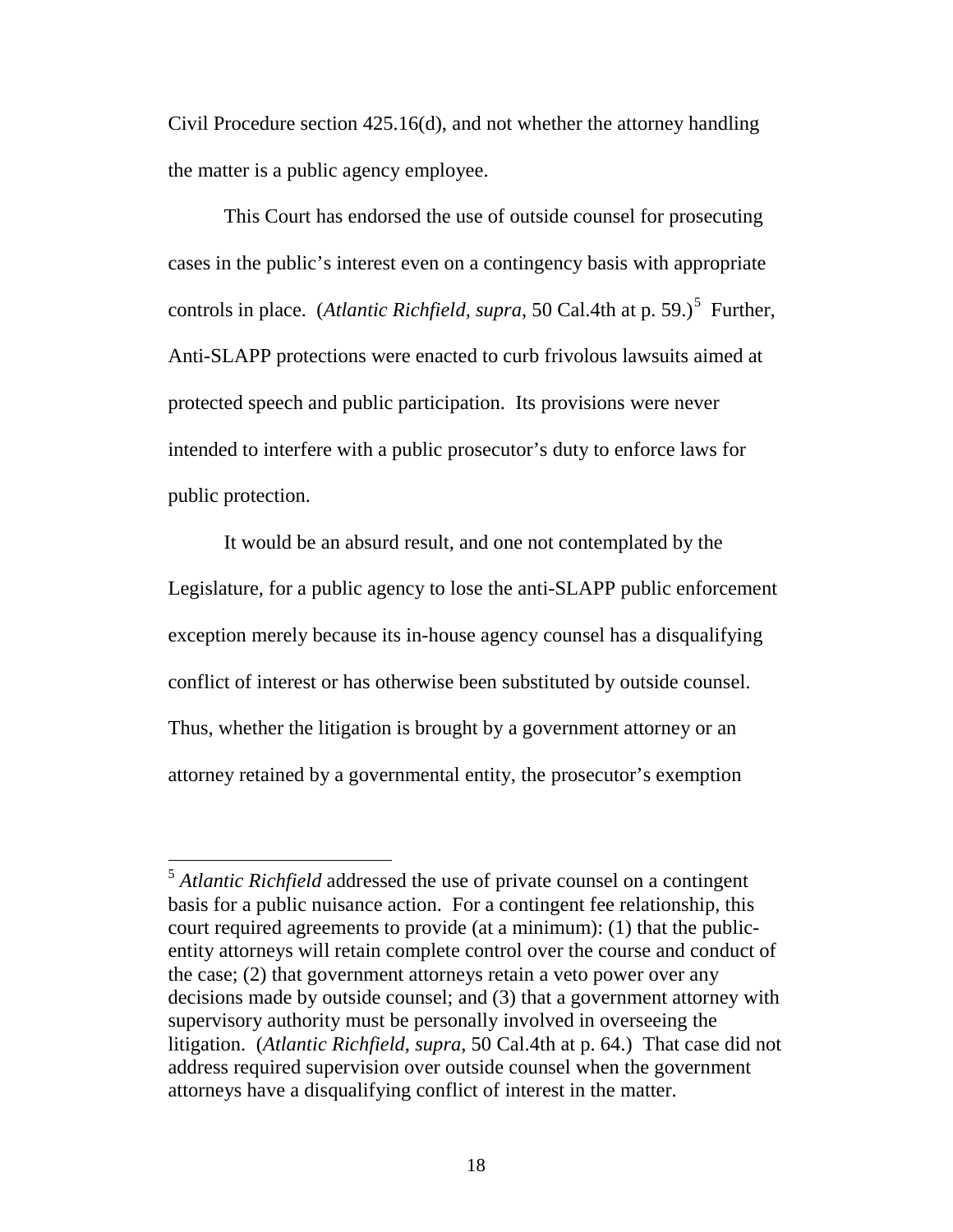Civil Procedure section 425.16(d), and not whether the attorney handling the matter is a public agency employee.

This Court has endorsed the use of outside counsel for prosecuting cases in the public's interest even on a contingency basis with appropriate controls in place. (*Atlantic Richfield*, *supra*, 50 Cal.4th at p. 59.)[5] Further, Anti-SLAPP protections were enacted to curb frivolous lawsuits aimed at protected speech and public participation. Its provisions were never intended to interfere with a public prosecutor's duty to enforce laws for public protection.

It would be an absurd result, and one not contemplated by the Legislature, for a public agency to lose the anti-SLAPP public enforcement exception merely because its in-house agency counsel has a disqualifying conflict of interest or has otherwise been substituted by outside counsel. Thus, whether the litigation is brought by a government attorney or an attorney retained by a governmental entity, the prosecutor's exemption

---

[5] *Atlantic Richfield* addressed the use of private counsel on a contingent basis for a public nuisance action. For a contingent fee relationship, this court required agreements to provide (at a minimum): (1) that the public-entity attorneys will retain complete control over the course and conduct of the case; (2) that government attorneys retain a veto power over any decisions made by outside counsel; and (3) that a government attorney with supervisory authority must be personally involved in overseeing the litigation. (*Atlantic Richfield*, *supra*, 50 Cal.4th at p. 64.) That case did not address required supervision over outside counsel when the government attorneys have a disqualifying conflict of interest in the matter.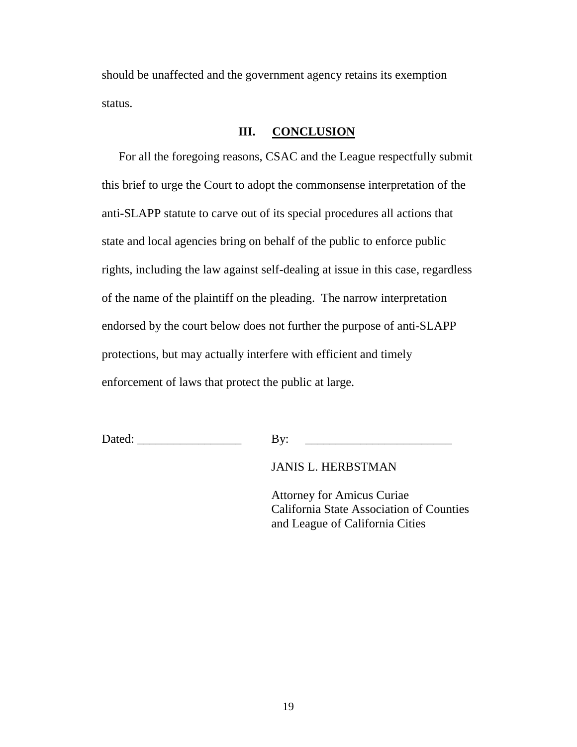should be unaffected and the government agency retains its exemption status.

## III. CONCLUSION

For all the foregoing reasons, CSAC and the League respectfully submit this brief to urge the Court to adopt the commonsense interpretation of the anti-SLAPP statute to carve out of its special procedures all actions that state and local agencies bring on behalf of the public to enforce public rights, including the law against self-dealing at issue in this case, regardless of the name of the plaintiff on the pleading. The narrow interpretation endorsed by the court below does not further the purpose of anti-SLAPP protections, but may actually interfere with efficient and timely enforcement of laws that protect the public at large.

Dated: _________________ By: ________________________

JANIS L. HERBSTMAN

Attorney for Amicus Curiae
California State Association of Counties
and League of California Cities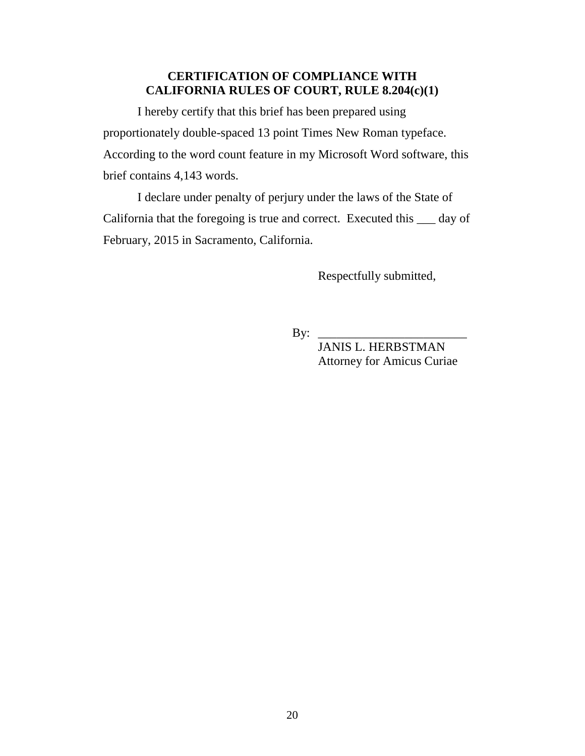## CERTIFICATION OF COMPLIANCE WITH CALIFORNIA RULES OF COURT, RULE 8.204(c)(1)

I hereby certify that this brief has been prepared using proportionately double-spaced 13 point Times New Roman typeface. According to the word count feature in my Microsoft Word software, this brief contains 4,143 words.

I declare under penalty of perjury under the laws of the State of California that the foregoing is true and correct. Executed this ___ day of February, 2015 in Sacramento, California.

Respectfully submitted,

By: ________________________
JANIS L. HERBSTMAN
Attorney for Amicus Curiae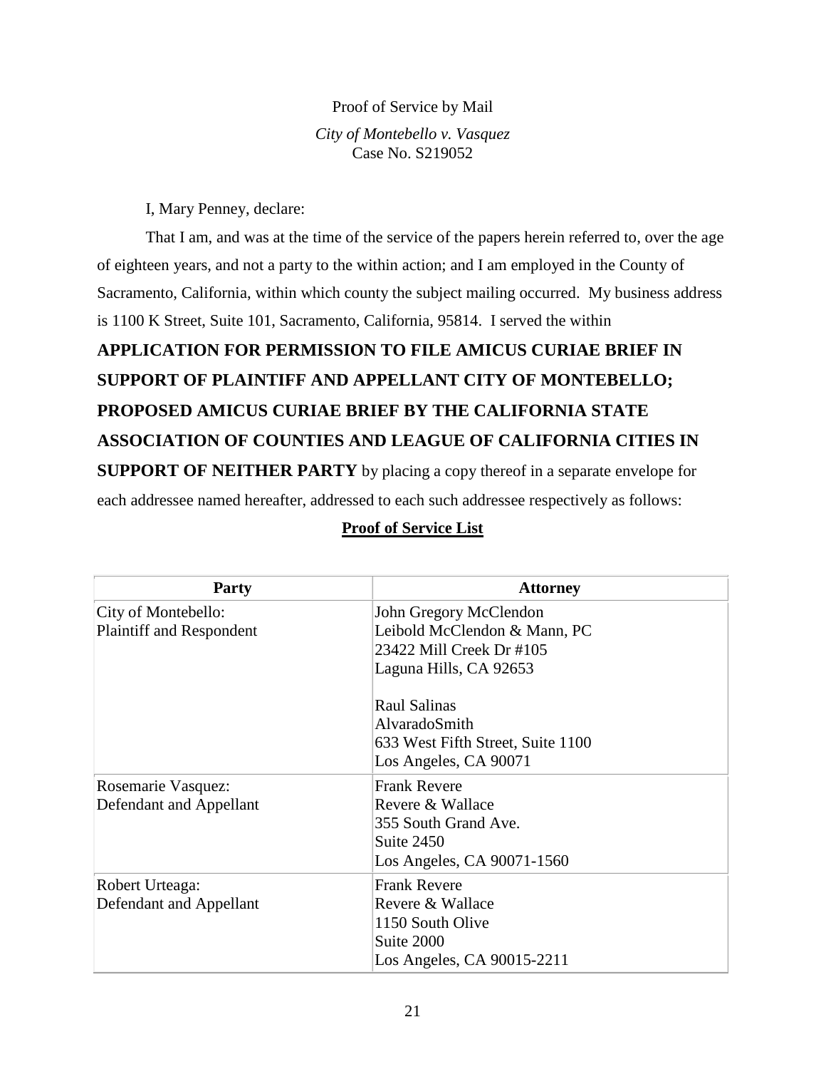Proof of Service by Mail

*City of Montebello v. Vasquez*
Case No. S219052

I, Mary Penney, declare:

That I am, and was at the time of the service of the papers herein referred to, over the age of eighteen years, and not a party to the within action; and I am employed in the County of Sacramento, California, within which county the subject mailing occurred. My business address is 1100 K Street, Suite 101, Sacramento, California, 95814. I served the within **APPLICATION FOR PERMISSION TO FILE AMICUS CURIAE BRIEF IN SUPPORT OF PLAINTIFF AND APPELLANT CITY OF MONTEBELLO; PROPOSED AMICUS CURIAE BRIEF BY THE CALIFORNIA STATE ASSOCIATION OF COUNTIES AND LEAGUE OF CALIFORNIA CITIES IN SUPPORT OF NEITHER PARTY** by placing a copy thereof in a separate envelope for each addressee named hereafter, addressed to each such addressee respectively as follows:

**Proof of Service List**

| Party | Attorney |
|---|---|
| City of Montebello:<br>Plaintiff and Respondent | John Gregory McClendon<br>Leibold McClendon & Mann, PC<br>23422 Mill Creek Dr #105<br>Laguna Hills, CA 92653<br><br>Raul Salinas<br>AlvaradoSmith<br>633 West Fifth Street, Suite 1100<br>Los Angeles, CA 90071 |
| Rosemarie Vasquez:<br>Defendant and Appellant | Frank Revere<br>Revere & Wallace<br>355 South Grand Ave.<br>Suite 2450<br>Los Angeles, CA 90071-1560 |
| Robert Urteaga:<br>Defendant and Appellant | Frank Revere<br>Revere & Wallace<br>1150 South Olive<br>Suite 2000<br>Los Angeles, CA 90015-2211 |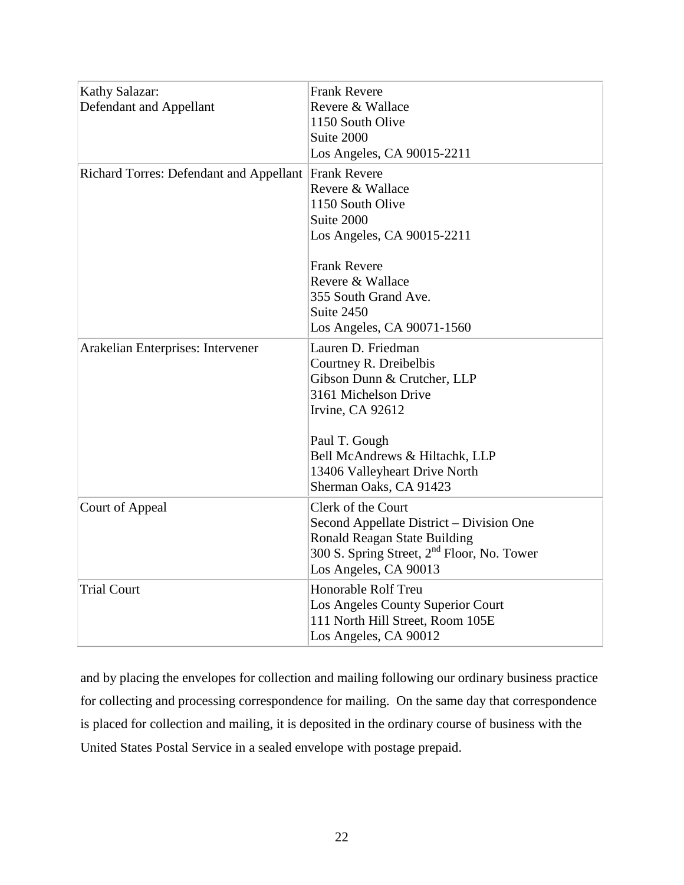| | |
|---|---|
| Kathy Salazar:<br>Defendant and Appellant | Frank Revere<br>Revere & Wallace<br>1150 South Olive<br>Suite 2000<br>Los Angeles, CA 90015-2211 |
| Richard Torres: Defendant and Appellant | Frank Revere<br>Revere & Wallace<br>1150 South Olive<br>Suite 2000<br>Los Angeles, CA 90015-2211<br><br>Frank Revere<br>Revere & Wallace<br>355 South Grand Ave.<br>Suite 2450<br>Los Angeles, CA 90071-1560 |
| Arakelian Enterprises: Intervener | Lauren D. Friedman<br>Courtney R. Dreibelbis<br>Gibson Dunn & Crutcher, LLP<br>3161 Michelson Drive<br>Irvine, CA 92612<br><br>Paul T. Gough<br>Bell McAndrews & Hiltachk, LLP<br>13406 Valleyheart Drive North<br>Sherman Oaks, CA 91423 |
| Court of Appeal | Clerk of the Court<br>Second Appellate District – Division One<br>Ronald Reagan State Building<br>300 S. Spring Street, 2nd Floor, No. Tower<br>Los Angeles, CA 90013 |
| Trial Court | Honorable Rolf Treu<br>Los Angeles County Superior Court<br>111 North Hill Street, Room 105E<br>Los Angeles, CA 90012 |

and by placing the envelopes for collection and mailing following our ordinary business practice for collecting and processing correspondence for mailing. On the same day that correspondence is placed for collection and mailing, it is deposited in the ordinary course of business with the United States Postal Service in a sealed envelope with postage prepaid.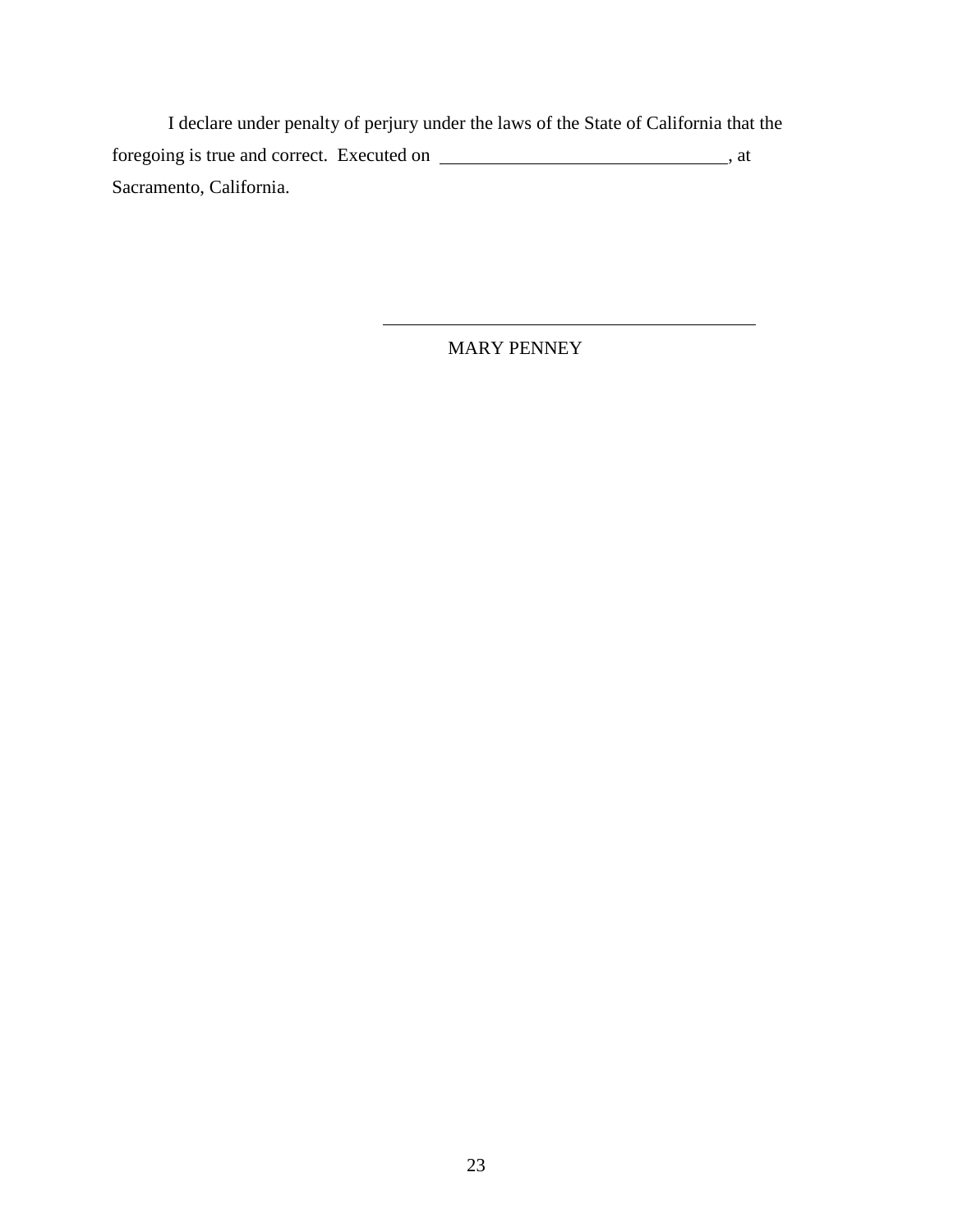I declare under penalty of perjury under the laws of the State of California that the foregoing is true and correct. Executed on \_\_\_\_\_\_\_\_\_\_\_\_\_\_\_\_\_\_\_\_\_\_\_\_\_\_\_\_\_\_\_\_, at Sacramento, California.

\_\_\_\_\_\_\_\_\_\_\_\_\_\_\_\_\_\_\_\_\_\_\_\_\_\_\_\_\_\_\_\_\_\_\_\_\_\_\_\_

MARY PENNEY